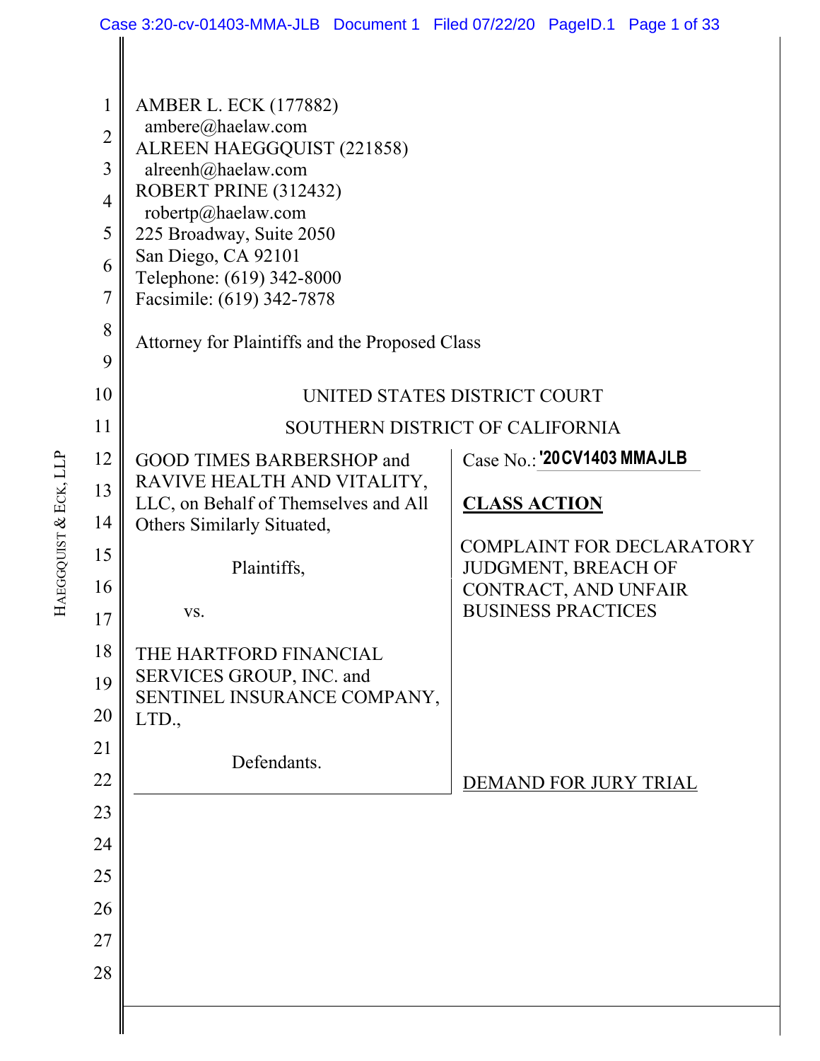AMBER L. ECK (177882)
ambere@haelaw.com
ALREEN HAEGGQUIST (221858)
alreenh@haelaw.com
ROBERT PRINE (312432)
robertp@haelaw.com
225 Broadway, Suite 2050
San Diego, CA 92101
Telephone: (619) 342-8000
Facsimile: (619) 342-7878

Attorney for Plaintiffs and the Proposed Class

UNITED STATES DISTRICT COURT

SOUTHERN DISTRICT OF CALIFORNIA

| | |
|---|---|
| GOOD TIMES BARBERSHOP and RAVIVE HEALTH AND VITALITY, LLC, on Behalf of Themselves and All Others Similarly Situated,<br><br>Plaintiffs,<br><br>vs.<br><br>THE HARTFORD FINANCIAL SERVICES GROUP, INC. and SENTINEL INSURANCE COMPANY, LTD.,<br><br>Defendants. | Case No.: '20CV1403 MMAJLB<br><br>**CLASS ACTION**<br><br>COMPLAINT FOR DECLARATORY JUDGMENT, BREACH OF CONTRACT, AND UNFAIR BUSINESS PRACTICES<br><br>DEMAND FOR JURY TRIAL |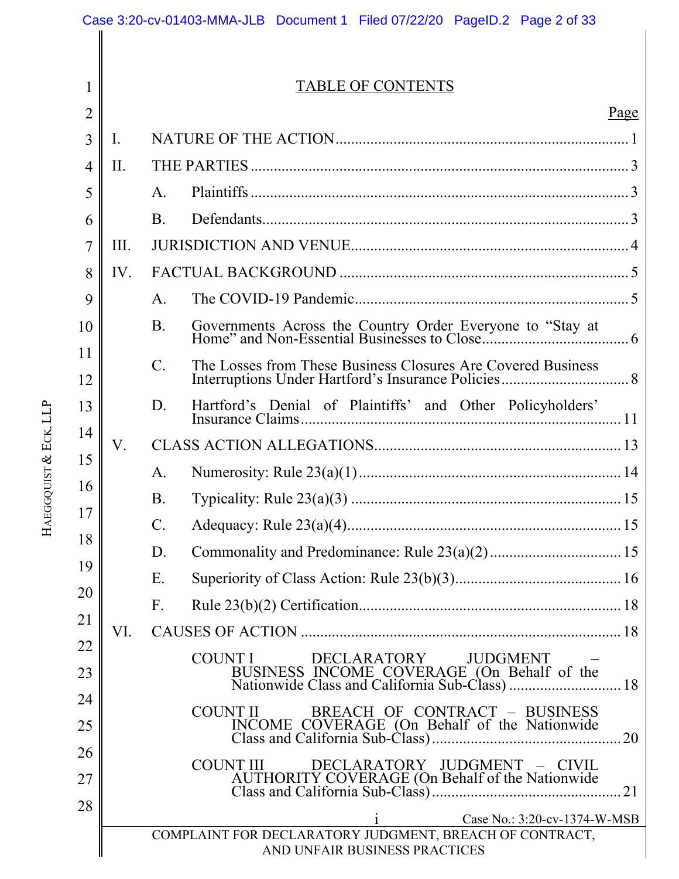# TABLE OF CONTENTS

| | | Page |
|---|---|---|
| I. | NATURE OF THE ACTION | 1 |
| II. | THE PARTIES | 3 |
| | A. Plaintiffs | 3 |
| | B. Defendants | 3 |
| III. | JURISDICTION AND VENUE | 4 |
| IV. | FACTUAL BACKGROUND | 5 |
| | A. The COVID-19 Pandemic | 5 |
| | B. Governments Across the Country Order Everyone to "Stay at Home" and Non-Essential Businesses to Close | 6 |
| | C. The Losses from These Business Closures Are Covered Business Interruptions Under Hartford's Insurance Policies | 8 |
| | D. Hartford's Denial of Plaintiffs' and Other Policyholders' Insurance Claims | 11 |
| V. | CLASS ACTION ALLEGATIONS | 13 |
| | A. Numerosity: Rule 23(a)(1) | 14 |
| | B. Typicality: Rule 23(a)(3) | 15 |
| | C. Adequacy: Rule 23(a)(4) | 15 |
| | D. Commonality and Predominance: Rule 23(a)(2) | 15 |
| | E. Superiority of Class Action: Rule 23(b)(3) | 16 |
| | F. Rule 23(b)(2) Certification | 18 |
| VI. | CAUSES OF ACTION | 18 |
| | COUNT I DECLARATORY JUDGMENT – BUSINESS INCOME COVERAGE (On Behalf of the Nationwide Class and California Sub-Class) | 18 |
| | COUNT II BREACH OF CONTRACT – BUSINESS INCOME COVERAGE (On Behalf of the Nationwide Class and California Sub-Class) | 20 |
| | COUNT III DECLARATORY JUDGMENT – CIVIL AUTHORITY COVERAGE (On Behalf of the Nationwide Class and California Sub-Class) | 21 |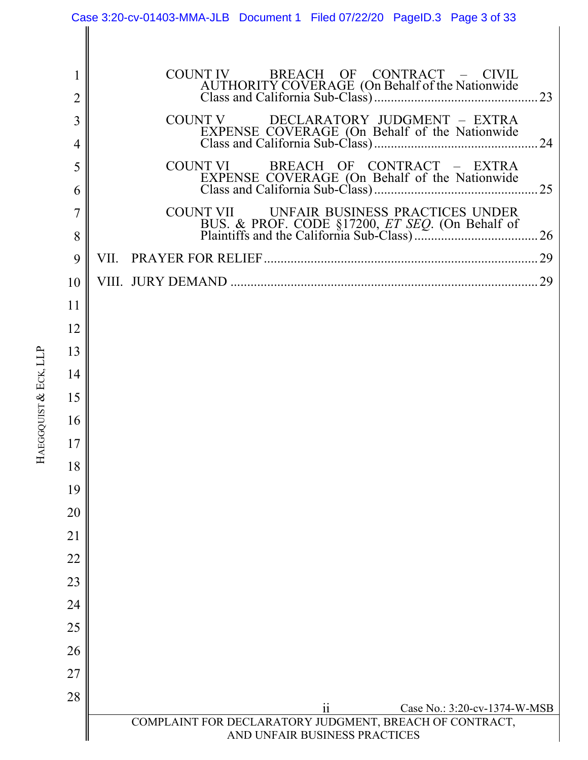COUNT IV BREACH OF CONTRACT – CIVIL AUTHORITY COVERAGE (On Behalf of the Nationwide Class and California Sub-Class) .......... 23

COUNT V DECLARATORY JUDGMENT – EXTRA EXPENSE COVERAGE (On Behalf of the Nationwide Class and California Sub-Class) .......... 24

COUNT VI BREACH OF CONTRACT – EXTRA EXPENSE COVERAGE (On Behalf of the Nationwide Class and California Sub-Class) .......... 25

COUNT VII UNFAIR BUSINESS PRACTICES UNDER BUS. & PROF. CODE §17200, *ET SEQ*. (On Behalf of Plaintiffs and the California Sub-Class) .......... 26

VII. PRAYER FOR RELIEF .......... 29

VIII. JURY DEMAND .......... 29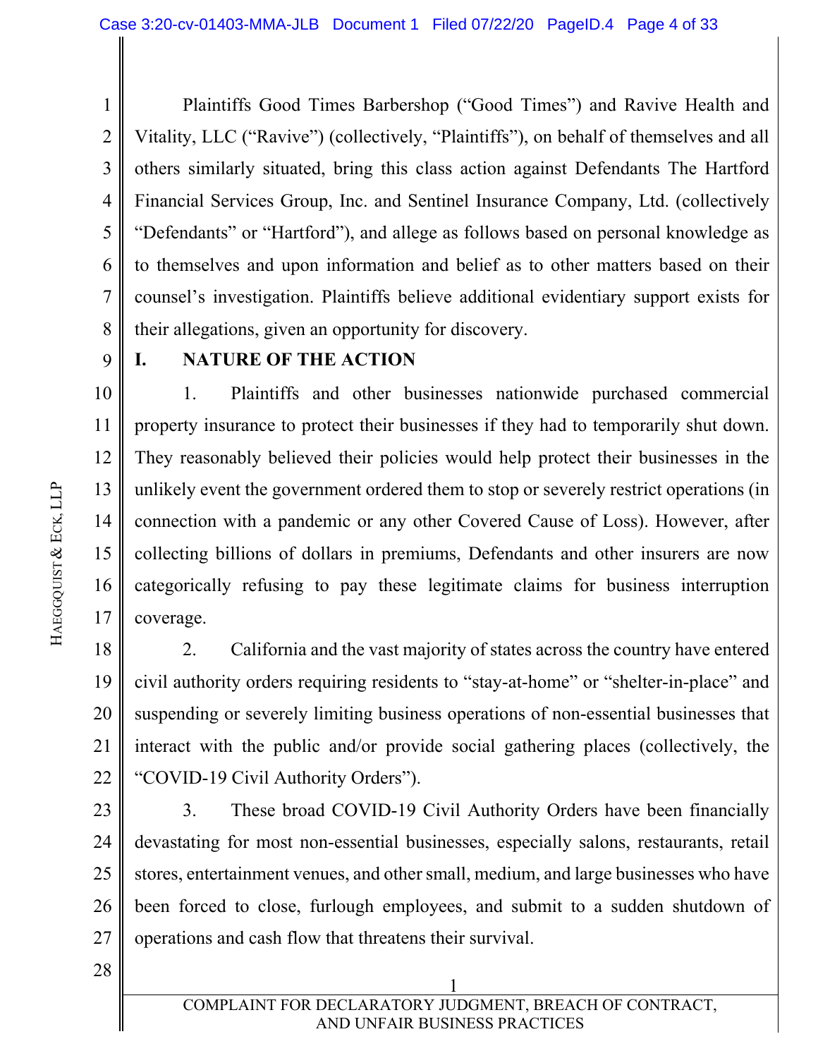Plaintiffs Good Times Barbershop ("Good Times") and Ravive Health and Vitality, LLC ("Ravive") (collectively, "Plaintiffs"), on behalf of themselves and all others similarly situated, bring this class action against Defendants The Hartford Financial Services Group, Inc. and Sentinel Insurance Company, Ltd. (collectively "Defendants" or "Hartford"), and allege as follows based on personal knowledge as to themselves and upon information and belief as to other matters based on their counsel's investigation. Plaintiffs believe additional evidentiary support exists for their allegations, given an opportunity for discovery.

## I. NATURE OF THE ACTION

1. Plaintiffs and other businesses nationwide purchased commercial property insurance to protect their businesses if they had to temporarily shut down. They reasonably believed their policies would help protect their businesses in the unlikely event the government ordered them to stop or severely restrict operations (in connection with a pandemic or any other Covered Cause of Loss). However, after collecting billions of dollars in premiums, Defendants and other insurers are now categorically refusing to pay these legitimate claims for business interruption coverage.

2. California and the vast majority of states across the country have entered civil authority orders requiring residents to "stay-at-home" or "shelter-in-place" and suspending or severely limiting business operations of non-essential businesses that interact with the public and/or provide social gathering places (collectively, the "COVID-19 Civil Authority Orders").

3. These broad COVID-19 Civil Authority Orders have been financially devastating for most non-essential businesses, especially salons, restaurants, retail stores, entertainment venues, and other small, medium, and large businesses who have been forced to close, furlough employees, and submit to a sudden shutdown of operations and cash flow that threatens their survival.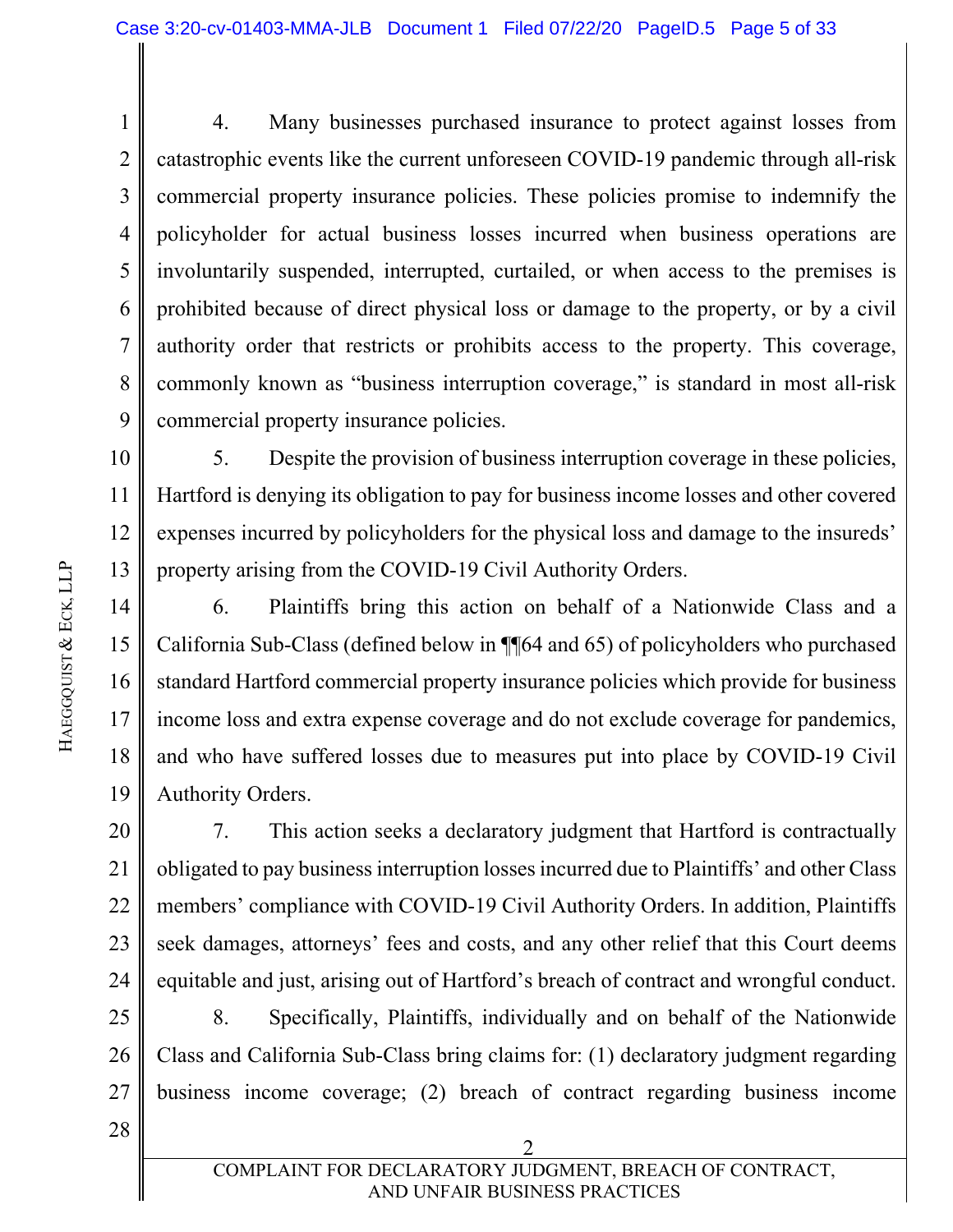4. Many businesses purchased insurance to protect against losses from catastrophic events like the current unforeseen COVID-19 pandemic through all-risk commercial property insurance policies. These policies promise to indemnify the policyholder for actual business losses incurred when business operations are involuntarily suspended, interrupted, curtailed, or when access to the premises is prohibited because of direct physical loss or damage to the property, or by a civil authority order that restricts or prohibits access to the property. This coverage, commonly known as "business interruption coverage," is standard in most all-risk commercial property insurance policies.

5. Despite the provision of business interruption coverage in these policies, Hartford is denying its obligation to pay for business income losses and other covered expenses incurred by policyholders for the physical loss and damage to the insureds' property arising from the COVID-19 Civil Authority Orders.

6. Plaintiffs bring this action on behalf of a Nationwide Class and a California Sub-Class (defined below in ¶¶64 and 65) of policyholders who purchased standard Hartford commercial property insurance policies which provide for business income loss and extra expense coverage and do not exclude coverage for pandemics, and who have suffered losses due to measures put into place by COVID-19 Civil Authority Orders.

7. This action seeks a declaratory judgment that Hartford is contractually obligated to pay business interruption losses incurred due to Plaintiffs' and other Class members' compliance with COVID-19 Civil Authority Orders. In addition, Plaintiffs seek damages, attorneys' fees and costs, and any other relief that this Court deems equitable and just, arising out of Hartford's breach of contract and wrongful conduct.

8. Specifically, Plaintiffs, individually and on behalf of the Nationwide Class and California Sub-Class bring claims for: (1) declaratory judgment regarding business income coverage; (2) breach of contract regarding business income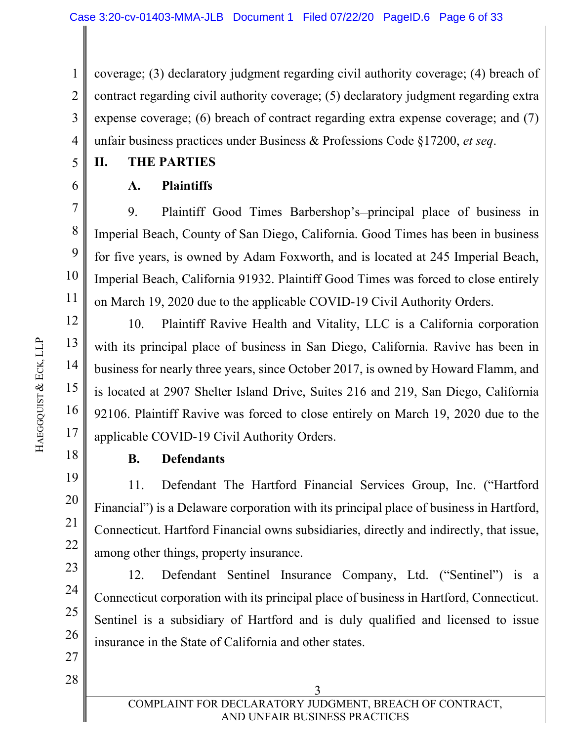coverage; (3) declaratory judgment regarding civil authority coverage; (4) breach of contract regarding civil authority coverage; (5) declaratory judgment regarding extra expense coverage; (6) breach of contract regarding extra expense coverage; and (7) unfair business practices under Business & Professions Code §17200, *et seq*.

## II. THE PARTIES

### A. Plaintiffs

9. Plaintiff Good Times Barbershop's–principal place of business in Imperial Beach, County of San Diego, California. Good Times has been in business for five years, is owned by Adam Foxworth, and is located at 245 Imperial Beach, Imperial Beach, California 91932. Plaintiff Good Times was forced to close entirely on March 19, 2020 due to the applicable COVID-19 Civil Authority Orders.

10. Plaintiff Ravive Health and Vitality, LLC is a California corporation with its principal place of business in San Diego, California. Ravive has been in business for nearly three years, since October 2017, is owned by Howard Flamm, and is located at 2907 Shelter Island Drive, Suites 216 and 219, San Diego, California 92106. Plaintiff Ravive was forced to close entirely on March 19, 2020 due to the applicable COVID-19 Civil Authority Orders.

### B. Defendants

11. Defendant The Hartford Financial Services Group, Inc. ("Hartford Financial") is a Delaware corporation with its principal place of business in Hartford, Connecticut. Hartford Financial owns subsidiaries, directly and indirectly, that issue, among other things, property insurance.

12. Defendant Sentinel Insurance Company, Ltd. ("Sentinel") is a Connecticut corporation with its principal place of business in Hartford, Connecticut. Sentinel is a subsidiary of Hartford and is duly qualified and licensed to issue insurance in the State of California and other states.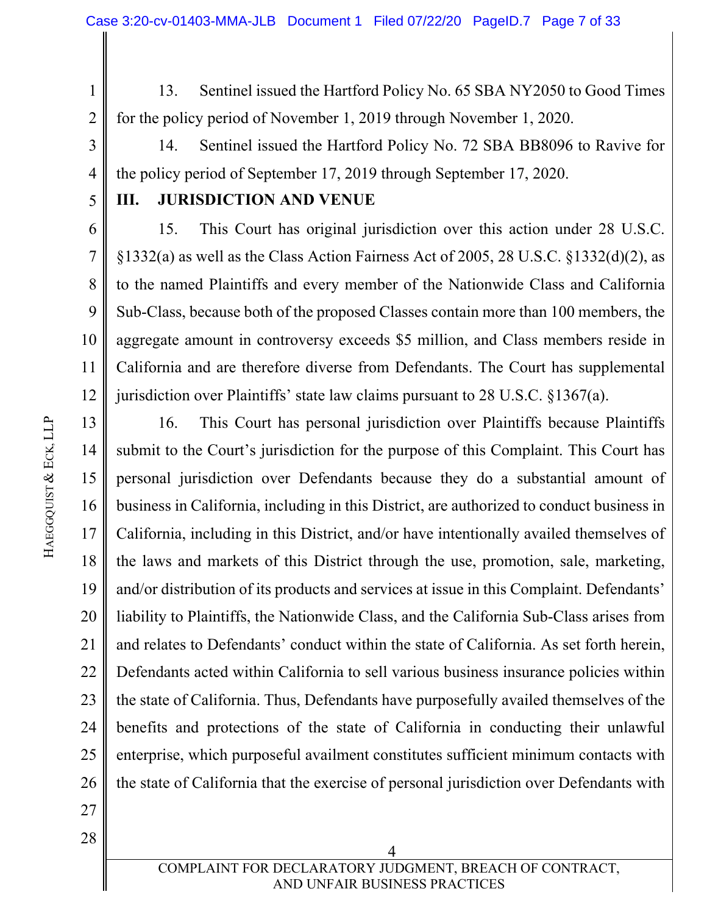13. Sentinel issued the Hartford Policy No. 65 SBA NY2050 to Good Times for the policy period of November 1, 2019 through November 1, 2020.

14. Sentinel issued the Hartford Policy No. 72 SBA BB8096 to Ravive for the policy period of September 17, 2019 through September 17, 2020.

## III. JURISDICTION AND VENUE

15. This Court has original jurisdiction over this action under 28 U.S.C. §1332(a) as well as the Class Action Fairness Act of 2005, 28 U.S.C. §1332(d)(2), as to the named Plaintiffs and every member of the Nationwide Class and California Sub-Class, because both of the proposed Classes contain more than 100 members, the aggregate amount in controversy exceeds $5 million, and Class members reside in California and are therefore diverse from Defendants. The Court has supplemental jurisdiction over Plaintiffs' state law claims pursuant to 28 U.S.C. §1367(a).

16. This Court has personal jurisdiction over Plaintiffs because Plaintiffs submit to the Court's jurisdiction for the purpose of this Complaint. This Court has personal jurisdiction over Defendants because they do a substantial amount of business in California, including in this District, are authorized to conduct business in California, including in this District, and/or have intentionally availed themselves of the laws and markets of this District through the use, promotion, sale, marketing, and/or distribution of its products and services at issue in this Complaint. Defendants' liability to Plaintiffs, the Nationwide Class, and the California Sub-Class arises from and relates to Defendants' conduct within the state of California. As set forth herein, Defendants acted within California to sell various business insurance policies within the state of California. Thus, Defendants have purposefully availed themselves of the benefits and protections of the state of California in conducting their unlawful enterprise, which purposeful availment constitutes sufficient minimum contacts with the state of California that the exercise of personal jurisdiction over Defendants with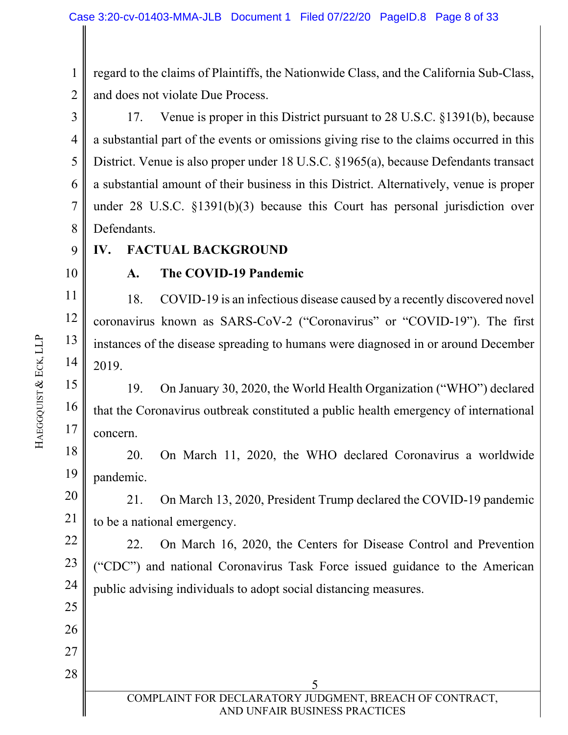regard to the claims of Plaintiffs, the Nationwide Class, and the California Sub-Class, and does not violate Due Process.

17. Venue is proper in this District pursuant to 28 U.S.C. §1391(b), because a substantial part of the events or omissions giving rise to the claims occurred in this District. Venue is also proper under 18 U.S.C. §1965(a), because Defendants transact a substantial amount of their business in this District. Alternatively, venue is proper under 28 U.S.C. §1391(b)(3) because this Court has personal jurisdiction over Defendants.

## IV. FACTUAL BACKGROUND

### A. The COVID-19 Pandemic

18. COVID-19 is an infectious disease caused by a recently discovered novel coronavirus known as SARS-CoV-2 ("Coronavirus" or "COVID-19"). The first instances of the disease spreading to humans were diagnosed in or around December 2019.

19. On January 30, 2020, the World Health Organization ("WHO") declared that the Coronavirus outbreak constituted a public health emergency of international concern.

20. On March 11, 2020, the WHO declared Coronavirus a worldwide pandemic.

21. On March 13, 2020, President Trump declared the COVID-19 pandemic to be a national emergency.

22. On March 16, 2020, the Centers for Disease Control and Prevention ("CDC") and national Coronavirus Task Force issued guidance to the American public advising individuals to adopt social distancing measures.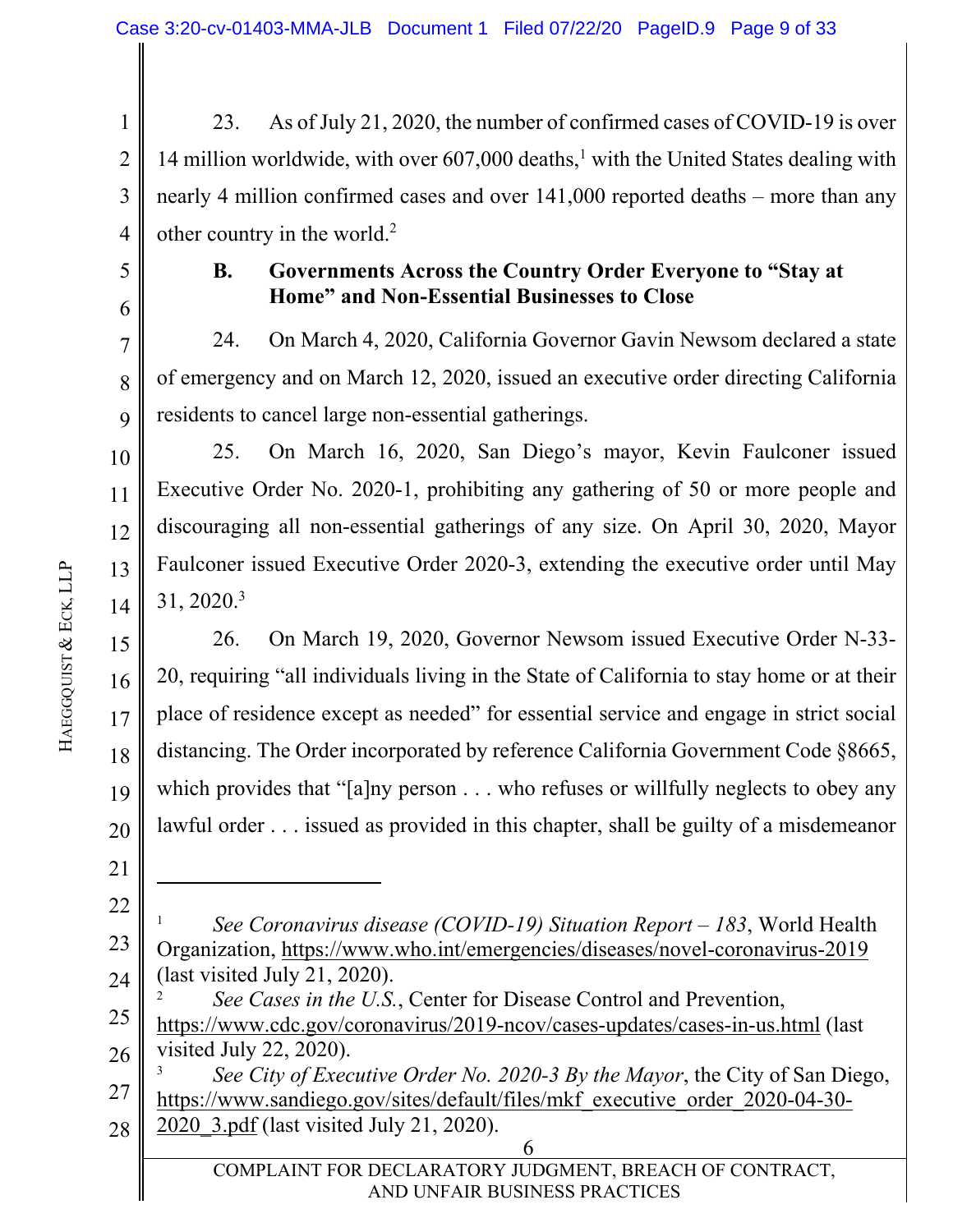23. As of July 21, 2020, the number of confirmed cases of COVID-19 is over 14 million worldwide, with over 607,000 deaths,[1] with the United States dealing with nearly 4 million confirmed cases and over 141,000 reported deaths – more than any other country in the world.[2]

### B. Governments Across the Country Order Everyone to "Stay at Home" and Non-Essential Businesses to Close

24. On March 4, 2020, California Governor Gavin Newsom declared a state of emergency and on March 12, 2020, issued an executive order directing California residents to cancel large non-essential gatherings.

25. On March 16, 2020, San Diego's mayor, Kevin Faulconer issued Executive Order No. 2020-1, prohibiting any gathering of 50 or more people and discouraging all non-essential gatherings of any size. On April 30, 2020, Mayor Faulconer issued Executive Order 2020-3, extending the executive order until May 31, 2020.[3]

26. On March 19, 2020, Governor Newsom issued Executive Order N-33-20, requiring "all individuals living in the State of California to stay home or at their place of residence except as needed" for essential service and engage in strict social distancing. The Order incorporated by reference California Government Code §8665, which provides that "[a]ny person . . . who refuses or willfully neglects to obey any lawful order . . . issued as provided in this chapter, shall be guilty of a misdemeanor

---

[1] *See Coronavirus disease (COVID-19) Situation Report – 183*, World Health Organization, https://www.who.int/emergencies/diseases/novel-coronavirus-2019 (last visited July 21, 2020).

[2] *See Cases in the U.S.*, Center for Disease Control and Prevention, https://www.cdc.gov/coronavirus/2019-ncov/cases-updates/cases-in-us.html (last visited July 22, 2020).

[3] *See City of Executive Order No. 2020-3 By the Mayor*, the City of San Diego, https://www.sandiego.gov/sites/default/files/mkf_executive_order_2020-04-30-2020_3.pdf (last visited July 21, 2020).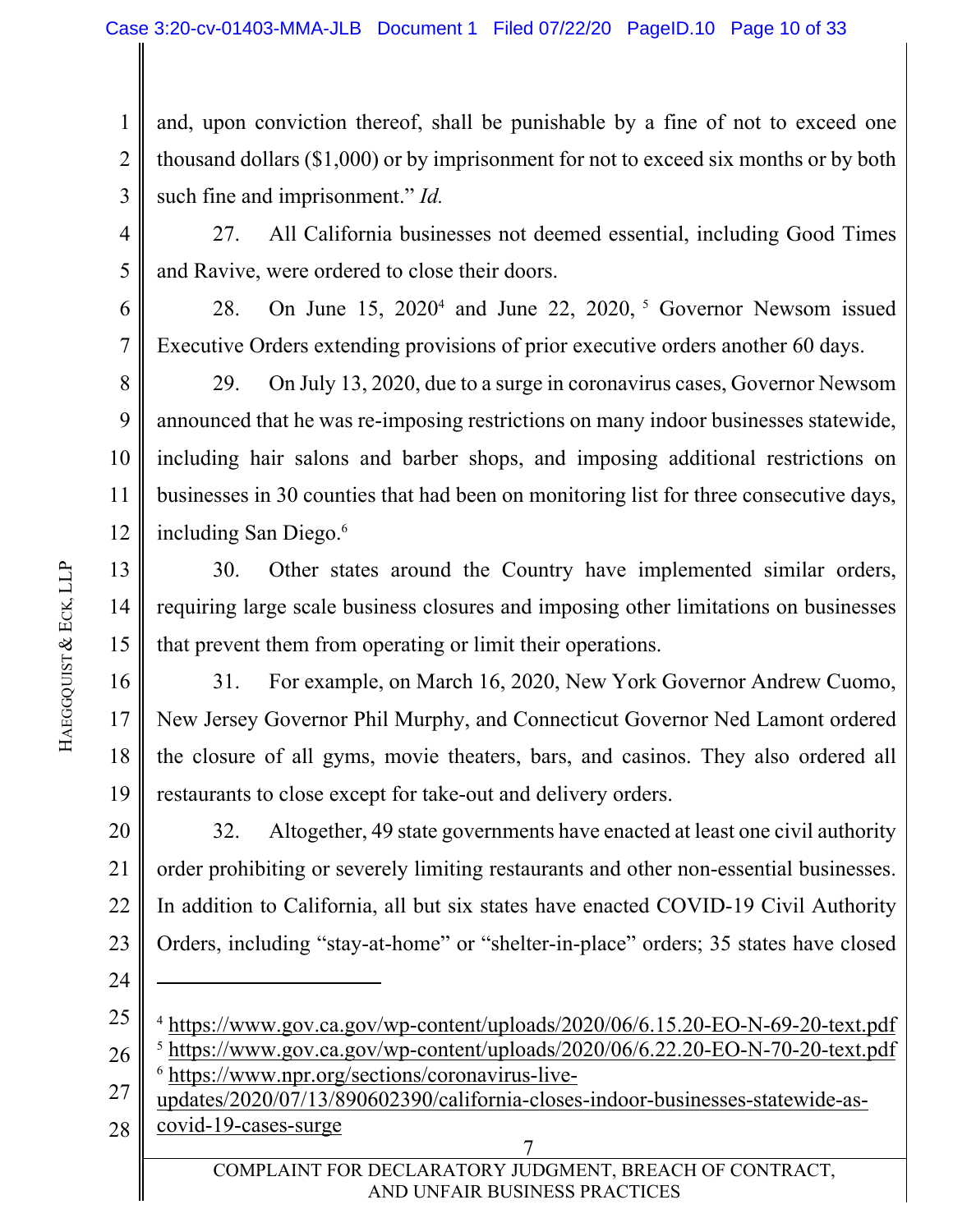and, upon conviction thereof, shall be punishable by a fine of not to exceed one thousand dollars ($1,000) or by imprisonment for not to exceed six months or by both such fine and imprisonment." *Id.*

27. All California businesses not deemed essential, including Good Times and Ravive, were ordered to close their doors.

28. On June 15, 2020[4] and June 22, 2020,[5] Governor Newsom issued Executive Orders extending provisions of prior executive orders another 60 days.

29. On July 13, 2020, due to a surge in coronavirus cases, Governor Newsom announced that he was re-imposing restrictions on many indoor businesses statewide, including hair salons and barber shops, and imposing additional restrictions on businesses in 30 counties that had been on monitoring list for three consecutive days, including San Diego.[6]

30. Other states around the Country have implemented similar orders, requiring large scale business closures and imposing other limitations on businesses that prevent them from operating or limit their operations.

31. For example, on March 16, 2020, New York Governor Andrew Cuomo, New Jersey Governor Phil Murphy, and Connecticut Governor Ned Lamont ordered the closure of all gyms, movie theaters, bars, and casinos. They also ordered all restaurants to close except for take-out and delivery orders.

32. Altogether, 49 state governments have enacted at least one civil authority order prohibiting or severely limiting restaurants and other non-essential businesses. In addition to California, all but six states have enacted COVID-19 Civil Authority Orders, including "stay-at-home" or "shelter-in-place" orders; 35 states have closed

---

[4] https://www.gov.ca.gov/wp-content/uploads/2020/06/6.15.20-EO-N-69-20-text.pdf

[5] https://www.gov.ca.gov/wp-content/uploads/2020/06/6.22.20-EO-N-70-20-text.pdf

[6] https://www.npr.org/sections/coronavirus-live-updates/2020/07/13/890602390/california-closes-indoor-businesses-statewide-as-covid-19-cases-surge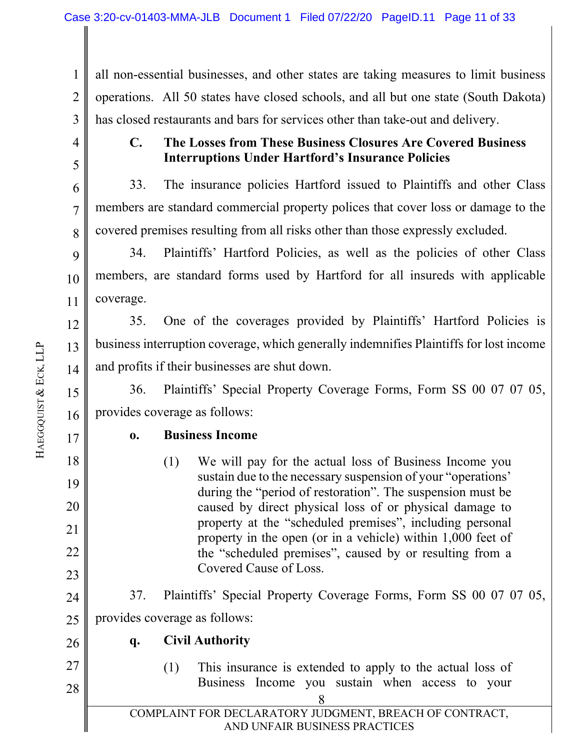all non-essential businesses, and other states are taking measures to limit business operations. All 50 states have closed schools, and all but one state (South Dakota) has closed restaurants and bars for services other than take-out and delivery.

### C. The Losses from These Business Closures Are Covered Business Interruptions Under Hartford's Insurance Policies

33. The insurance policies Hartford issued to Plaintiffs and other Class members are standard commercial property polices that cover loss or damage to the covered premises resulting from all risks other than those expressly excluded.

34. Plaintiffs' Hartford Policies, as well as the policies of other Class members, are standard forms used by Hartford for all insureds with applicable coverage.

35. One of the coverages provided by Plaintiffs' Hartford Policies is business interruption coverage, which generally indemnifies Plaintiffs for lost income and profits if their businesses are shut down.

36. Plaintiffs' Special Property Coverage Forms, Form SS 00 07 07 05, provides coverage as follows:

> **o. Business Income**
>
> (1) We will pay for the actual loss of Business Income you sustain due to the necessary suspension of your "operations' during the "period of restoration". The suspension must be caused by direct physical loss of or physical damage to property at the "scheduled premises", including personal property in the open (or in a vehicle) within 1,000 feet of the "scheduled premises", caused by or resulting from a Covered Cause of Loss.

37. Plaintiffs' Special Property Coverage Forms, Form SS 00 07 07 05, provides coverage as follows:

> **q. Civil Authority**
>
> (1) This insurance is extended to apply to the actual loss of Business Income you sustain when access to your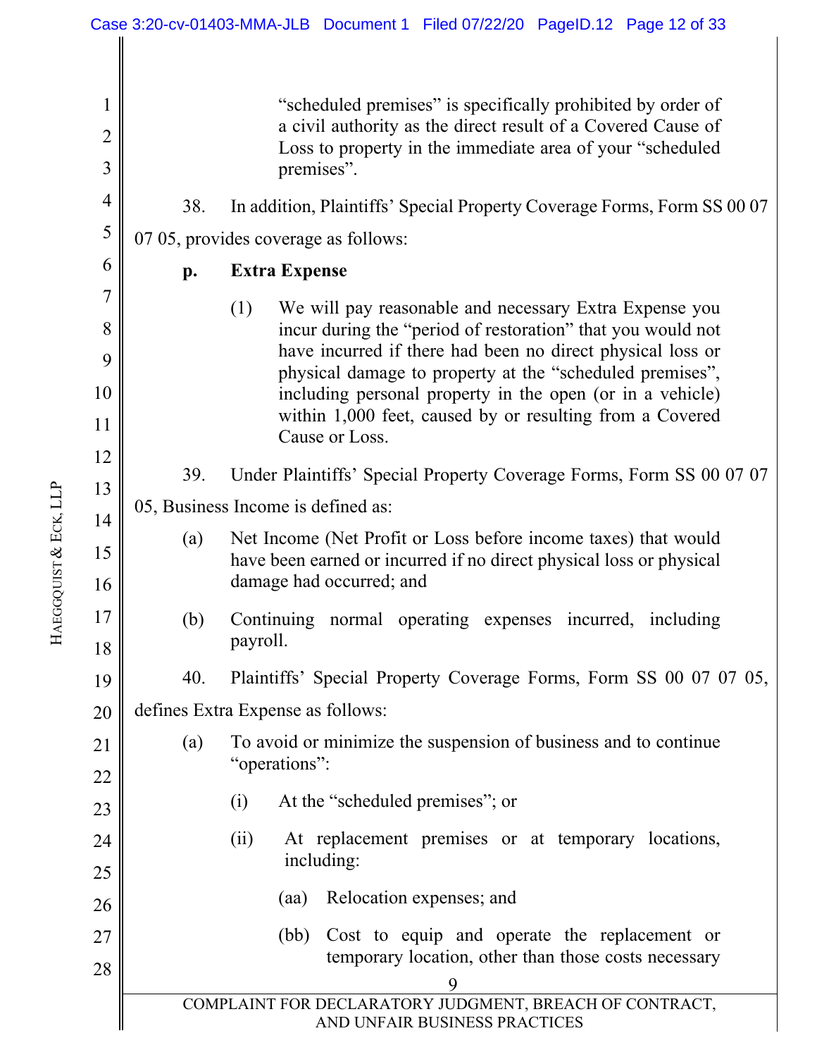"scheduled premises" is specifically prohibited by order of a civil authority as the direct result of a Covered Cause of Loss to property in the immediate area of your "scheduled premises".

38. In addition, Plaintiffs' Special Property Coverage Forms, Form SS 00 07 07 05, provides coverage as follows:

> **p. Extra Expense**
>
> (1) We will pay reasonable and necessary Extra Expense you incur during the "period of restoration" that you would not have incurred if there had been no direct physical loss or physical damage to property at the "scheduled premises", including personal property in the open (or in a vehicle) within 1,000 feet, caused by or resulting from a Covered Cause or Loss.

39. Under Plaintiffs' Special Property Coverage Forms, Form SS 00 07 07 05, Business Income is defined as:

> (a) Net Income (Net Profit or Loss before income taxes) that would have been earned or incurred if no direct physical loss or physical damage had occurred; and
>
> (b) Continuing normal operating expenses incurred, including payroll.

40. Plaintiffs' Special Property Coverage Forms, Form SS 00 07 07 05, defines Extra Expense as follows:

> (a) To avoid or minimize the suspension of business and to continue "operations":
>
> (i) At the "scheduled premises"; or
>
> (ii) At replacement premises or at temporary locations, including:
>
> (aa) Relocation expenses; and
>
> (bb) Cost to equip and operate the replacement or temporary location, other than those costs necessary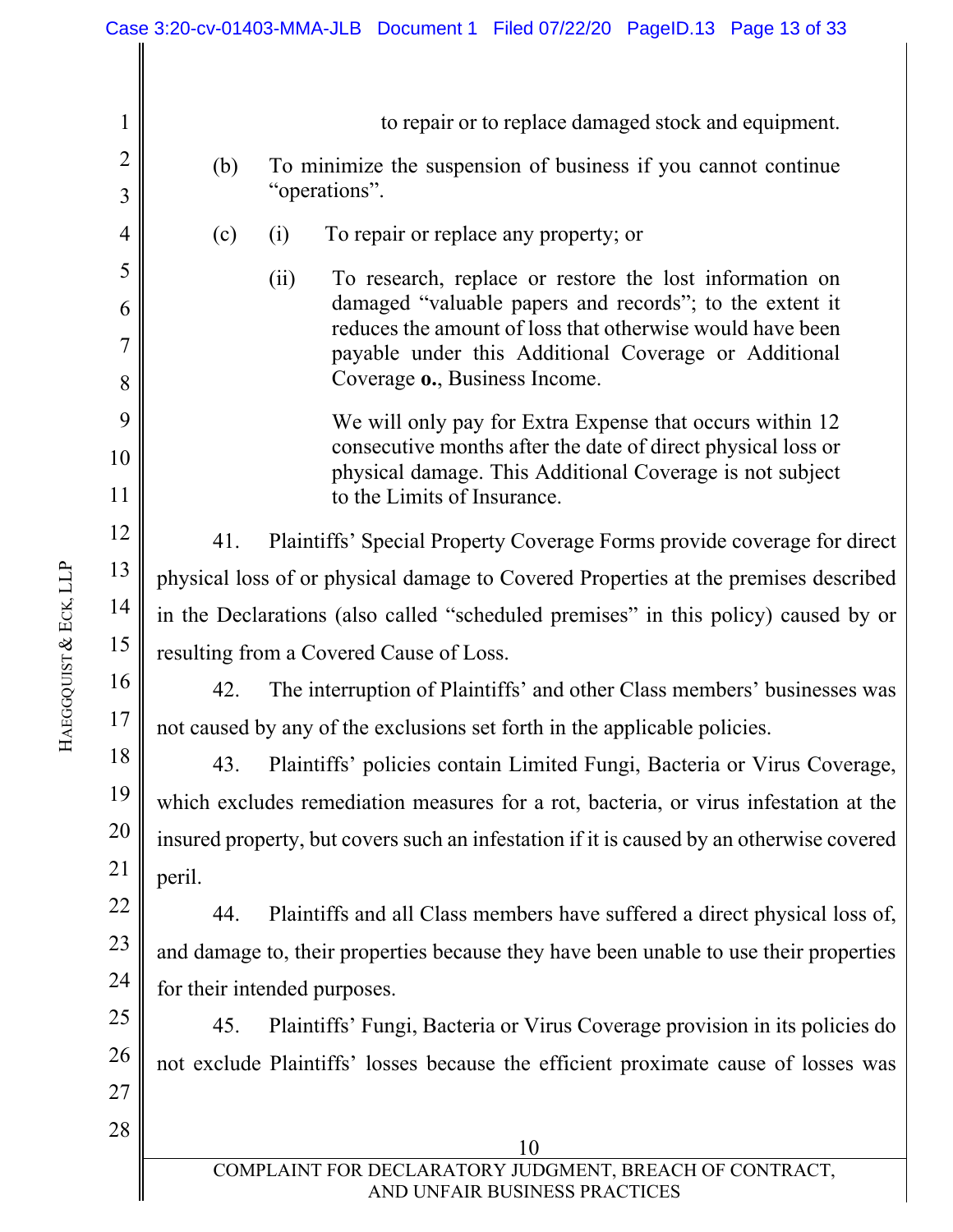to repair or to replace damaged stock and equipment.

(b) To minimize the suspension of business if you cannot continue "operations".

(c) (i) To repair or replace any property; or

(ii) To research, replace or restore the lost information on damaged "valuable papers and records"; to the extent it reduces the amount of loss that otherwise would have been payable under this Additional Coverage or Additional Coverage **o.**, Business Income.

We will only pay for Extra Expense that occurs within 12 consecutive months after the date of direct physical loss or physical damage. This Additional Coverage is not subject to the Limits of Insurance.

41. Plaintiffs' Special Property Coverage Forms provide coverage for direct physical loss of or physical damage to Covered Properties at the premises described in the Declarations (also called "scheduled premises" in this policy) caused by or resulting from a Covered Cause of Loss.

42. The interruption of Plaintiffs' and other Class members' businesses was not caused by any of the exclusions set forth in the applicable policies.

43. Plaintiffs' policies contain Limited Fungi, Bacteria or Virus Coverage, which excludes remediation measures for a rot, bacteria, or virus infestation at the insured property, but covers such an infestation if it is caused by an otherwise covered peril.

44. Plaintiffs and all Class members have suffered a direct physical loss of, and damage to, their properties because they have been unable to use their properties for their intended purposes.

45. Plaintiffs' Fungi, Bacteria or Virus Coverage provision in its policies do not exclude Plaintiffs' losses because the efficient proximate cause of losses was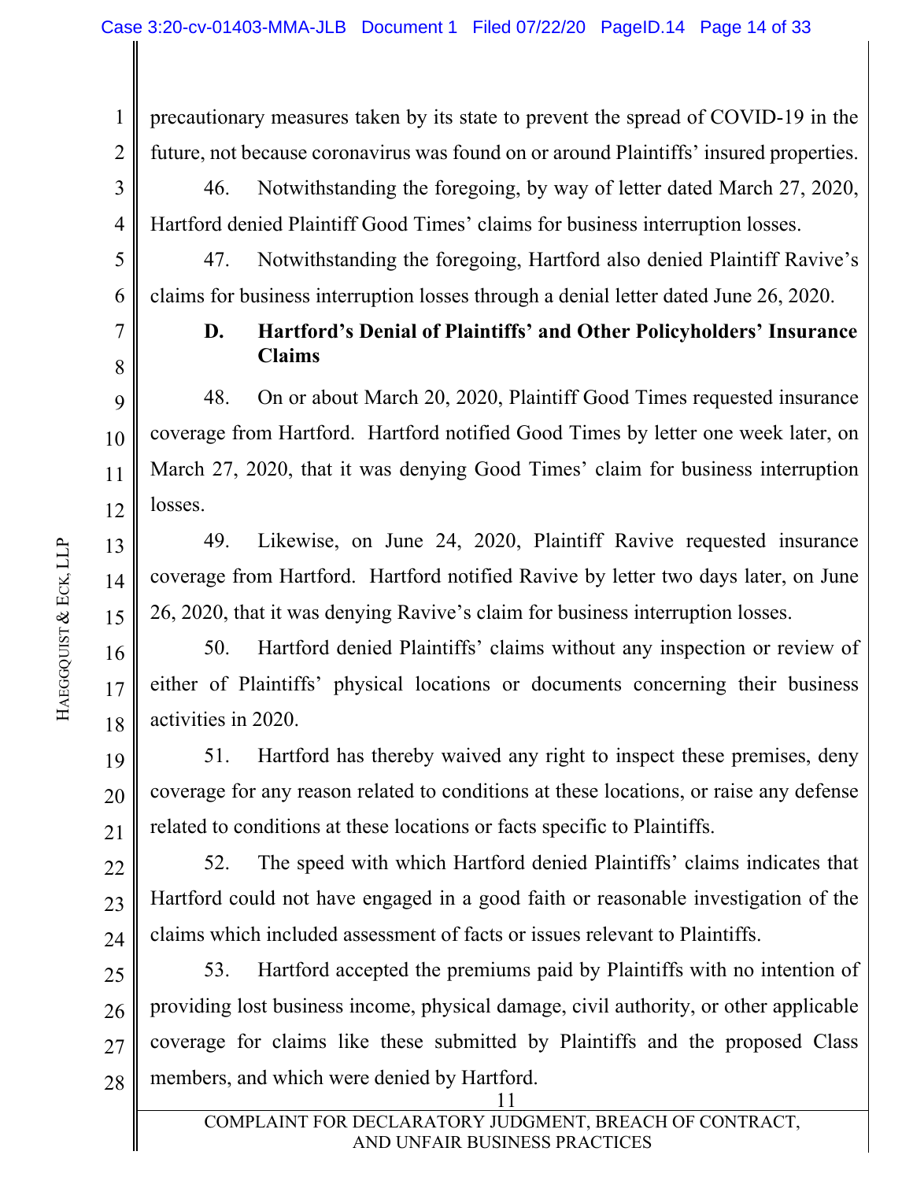precautionary measures taken by its state to prevent the spread of COVID-19 in the future, not because coronavirus was found on or around Plaintiffs' insured properties.

46. Notwithstanding the foregoing, by way of letter dated March 27, 2020, Hartford denied Plaintiff Good Times' claims for business interruption losses.

47. Notwithstanding the foregoing, Hartford also denied Plaintiff Ravive's claims for business interruption losses through a denial letter dated June 26, 2020.

### D. Hartford's Denial of Plaintiffs' and Other Policyholders' Insurance Claims

48. On or about March 20, 2020, Plaintiff Good Times requested insurance coverage from Hartford. Hartford notified Good Times by letter one week later, on March 27, 2020, that it was denying Good Times' claim for business interruption losses.

49. Likewise, on June 24, 2020, Plaintiff Ravive requested insurance coverage from Hartford. Hartford notified Ravive by letter two days later, on June 26, 2020, that it was denying Ravive's claim for business interruption losses.

50. Hartford denied Plaintiffs' claims without any inspection or review of either of Plaintiffs' physical locations or documents concerning their business activities in 2020.

51. Hartford has thereby waived any right to inspect these premises, deny coverage for any reason related to conditions at these locations, or raise any defense related to conditions at these locations or facts specific to Plaintiffs.

52. The speed with which Hartford denied Plaintiffs' claims indicates that Hartford could not have engaged in a good faith or reasonable investigation of the claims which included assessment of facts or issues relevant to Plaintiffs.

53. Hartford accepted the premiums paid by Plaintiffs with no intention of providing lost business income, physical damage, civil authority, or other applicable coverage for claims like these submitted by Plaintiffs and the proposed Class members, and which were denied by Hartford.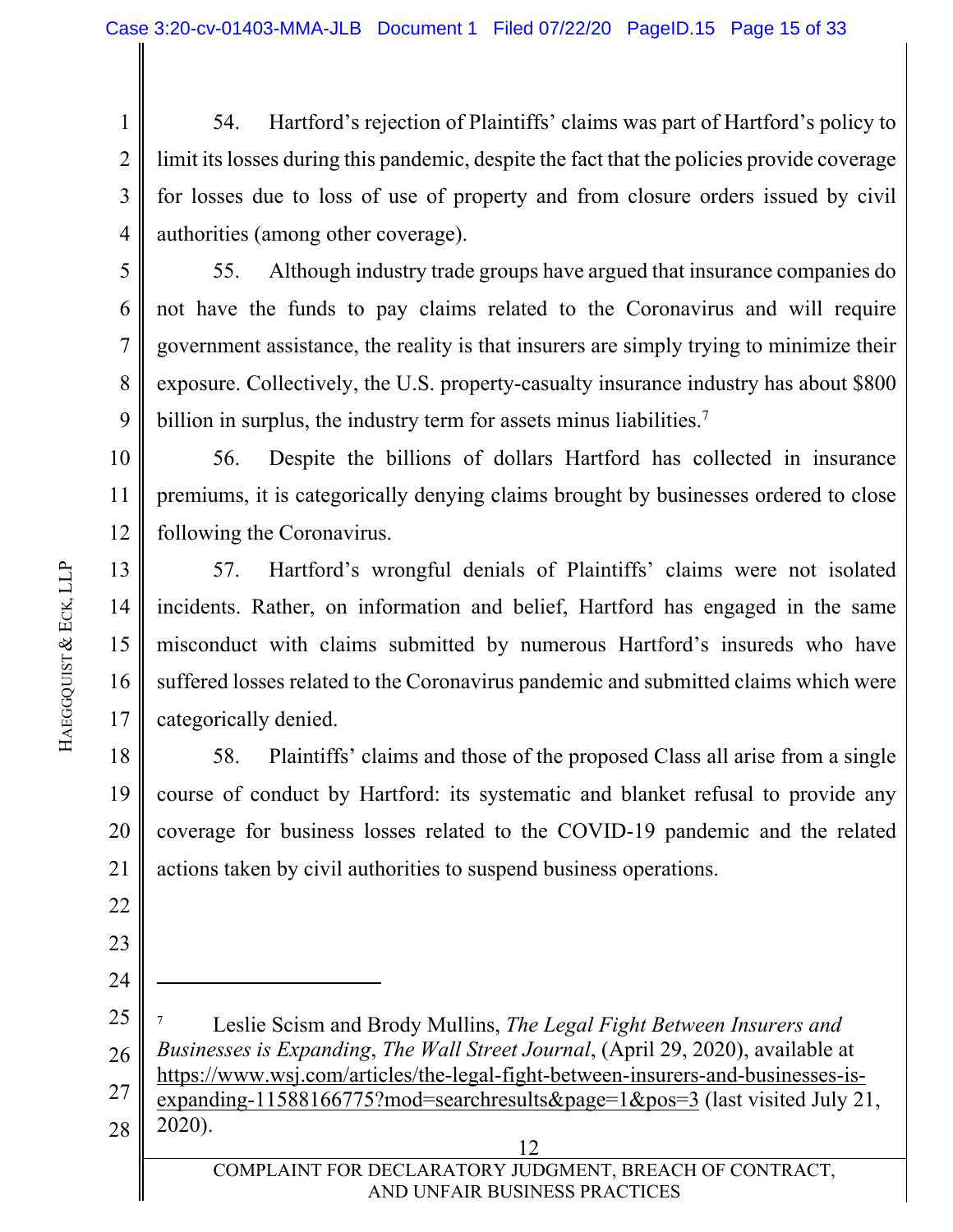54. Hartford's rejection of Plaintiffs' claims was part of Hartford's policy to limit its losses during this pandemic, despite the fact that the policies provide coverage for losses due to loss of use of property and from closure orders issued by civil authorities (among other coverage).

55. Although industry trade groups have argued that insurance companies do not have the funds to pay claims related to the Coronavirus and will require government assistance, the reality is that insurers are simply trying to minimize their exposure. Collectively, the U.S. property-casualty insurance industry has about $800 billion in surplus, the industry term for assets minus liabilities.[7]

56. Despite the billions of dollars Hartford has collected in insurance premiums, it is categorically denying claims brought by businesses ordered to close following the Coronavirus.

57. Hartford's wrongful denials of Plaintiffs' claims were not isolated incidents. Rather, on information and belief, Hartford has engaged in the same misconduct with claims submitted by numerous Hartford's insureds who have suffered losses related to the Coronavirus pandemic and submitted claims which were categorically denied.

58. Plaintiffs' claims and those of the proposed Class all arise from a single course of conduct by Hartford: its systematic and blanket refusal to provide any coverage for business losses related to the COVID-19 pandemic and the related actions taken by civil authorities to suspend business operations.

---

[7] Leslie Scism and Brody Mullins, *The Legal Fight Between Insurers and Businesses is Expanding*, *The Wall Street Journal*, (April 29, 2020), available at https://www.wsj.com/articles/the-legal-fight-between-insurers-and-businesses-is-expanding-11588166775?mod=searchresults&page=1&pos=3 (last visited July 21, 2020).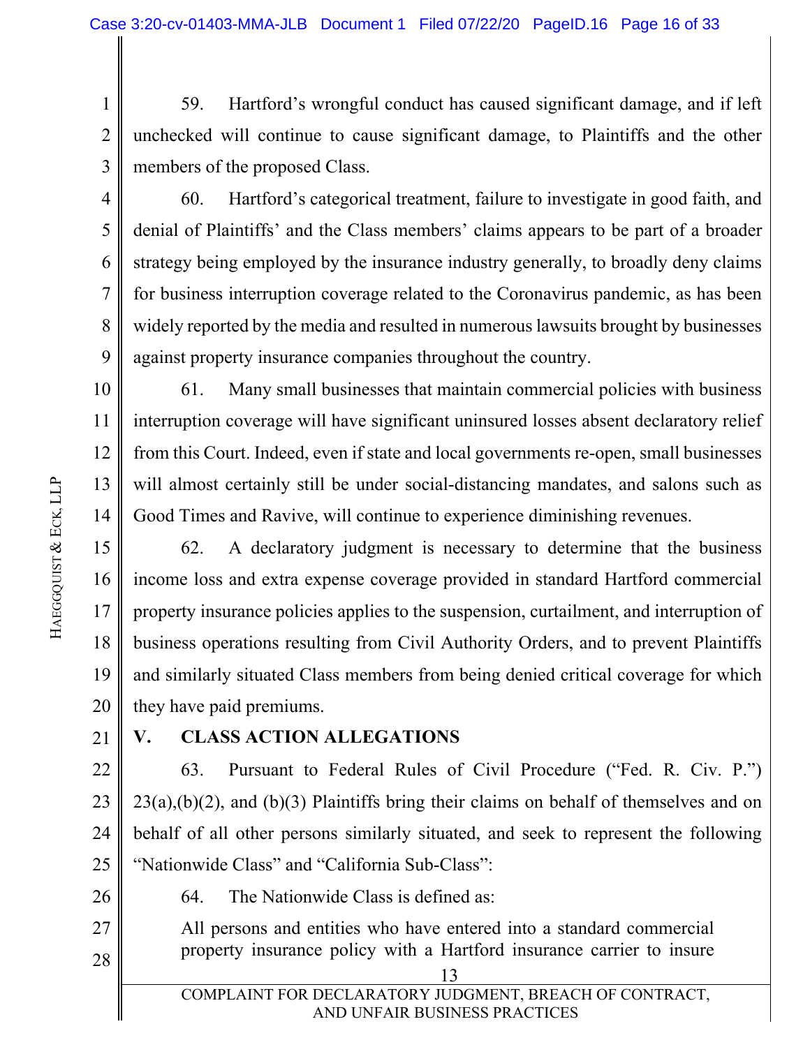59. Hartford's wrongful conduct has caused significant damage, and if left unchecked will continue to cause significant damage, to Plaintiffs and the other members of the proposed Class.

60. Hartford's categorical treatment, failure to investigate in good faith, and denial of Plaintiffs' and the Class members' claims appears to be part of a broader strategy being employed by the insurance industry generally, to broadly deny claims for business interruption coverage related to the Coronavirus pandemic, as has been widely reported by the media and resulted in numerous lawsuits brought by businesses against property insurance companies throughout the country.

61. Many small businesses that maintain commercial policies with business interruption coverage will have significant uninsured losses absent declaratory relief from this Court. Indeed, even if state and local governments re-open, small businesses will almost certainly still be under social-distancing mandates, and salons such as Good Times and Ravive, will continue to experience diminishing revenues.

62. A declaratory judgment is necessary to determine that the business income loss and extra expense coverage provided in standard Hartford commercial property insurance policies applies to the suspension, curtailment, and interruption of business operations resulting from Civil Authority Orders, and to prevent Plaintiffs and similarly situated Class members from being denied critical coverage for which they have paid premiums.

## V. CLASS ACTION ALLEGATIONS

63. Pursuant to Federal Rules of Civil Procedure ("Fed. R. Civ. P.") 23(a),(b)(2), and (b)(3) Plaintiffs bring their claims on behalf of themselves and on behalf of all other persons similarly situated, and seek to represent the following "Nationwide Class" and "California Sub-Class":

64. The Nationwide Class is defined as:

> All persons and entities who have entered into a standard commercial property insurance policy with a Hartford insurance carrier to insure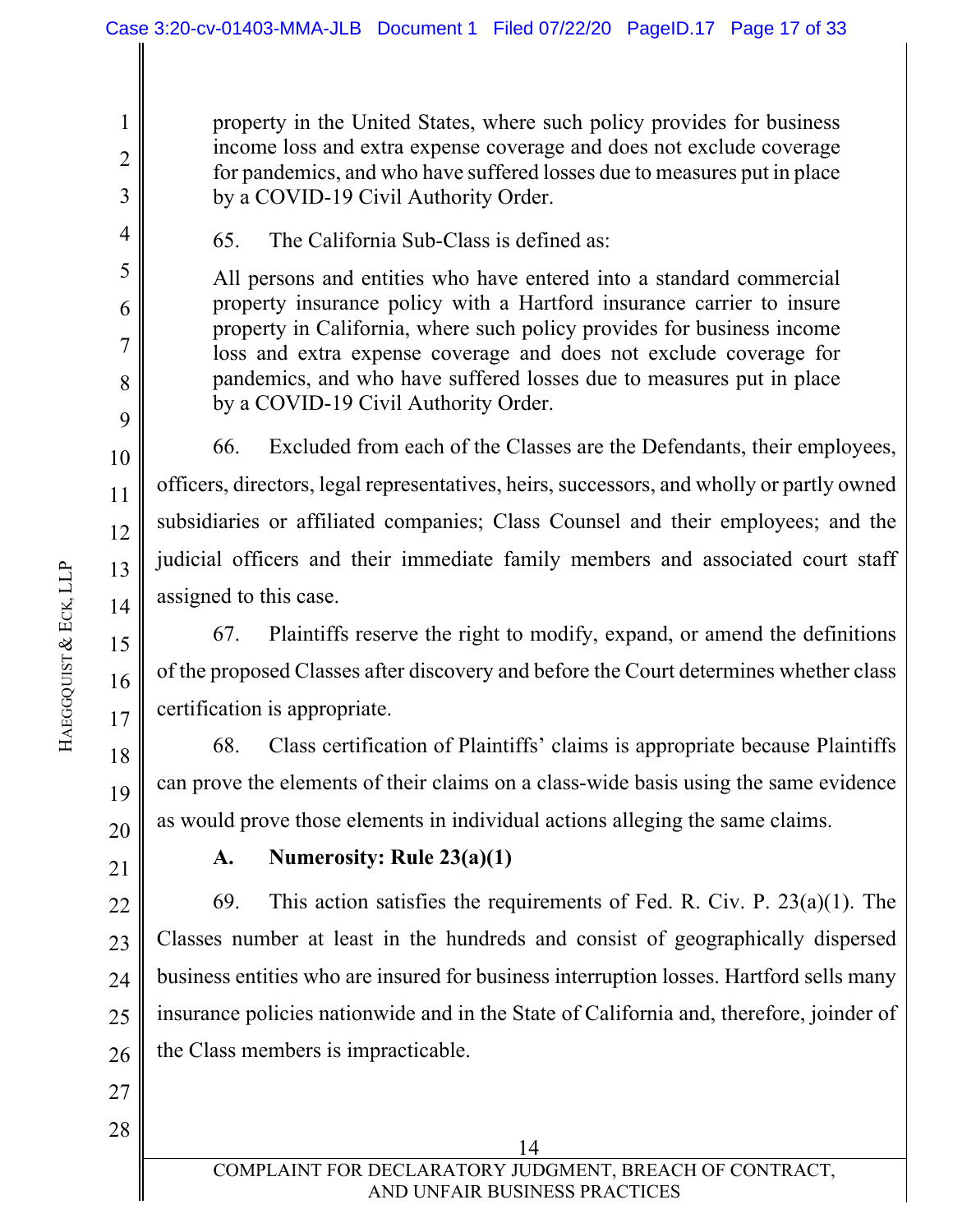property in the United States, where such policy provides for business income loss and extra expense coverage and does not exclude coverage for pandemics, and who have suffered losses due to measures put in place by a COVID-19 Civil Authority Order.

65. The California Sub-Class is defined as:

> All persons and entities who have entered into a standard commercial property insurance policy with a Hartford insurance carrier to insure property in California, where such policy provides for business income loss and extra expense coverage and does not exclude coverage for pandemics, and who have suffered losses due to measures put in place by a COVID-19 Civil Authority Order.

66. Excluded from each of the Classes are the Defendants, their employees, officers, directors, legal representatives, heirs, successors, and wholly or partly owned subsidiaries or affiliated companies; Class Counsel and their employees; and the judicial officers and their immediate family members and associated court staff assigned to this case.

67. Plaintiffs reserve the right to modify, expand, or amend the definitions of the proposed Classes after discovery and before the Court determines whether class certification is appropriate.

68. Class certification of Plaintiffs' claims is appropriate because Plaintiffs can prove the elements of their claims on a class-wide basis using the same evidence as would prove those elements in individual actions alleging the same claims.

**A. Numerosity: Rule 23(a)(1)**

69. This action satisfies the requirements of Fed. R. Civ. P. 23(a)(1). The Classes number at least in the hundreds and consist of geographically dispersed business entities who are insured for business interruption losses. Hartford sells many insurance policies nationwide and in the State of California and, therefore, joinder of the Class members is impracticable.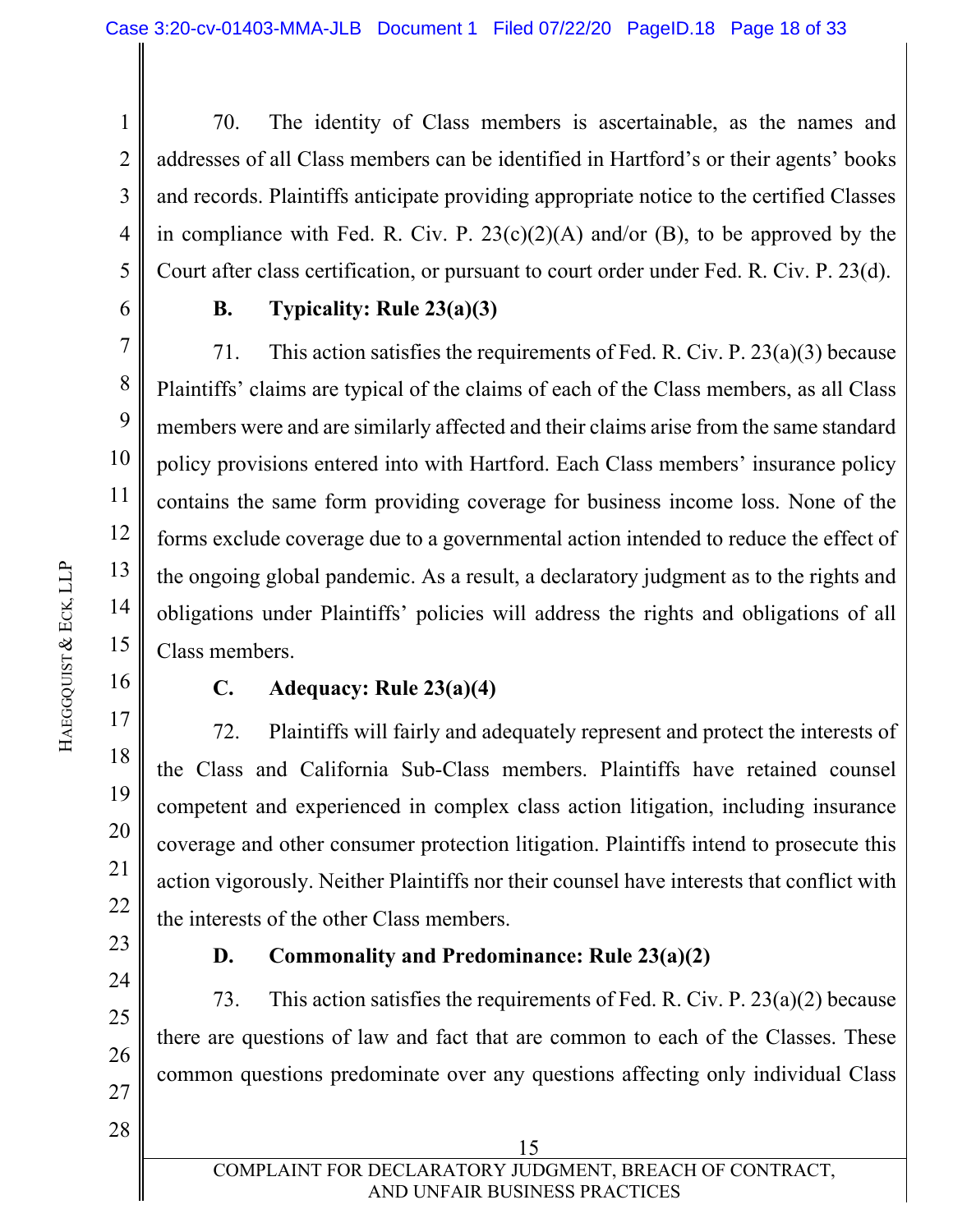70. The identity of Class members is ascertainable, as the names and addresses of all Class members can be identified in Hartford's or their agents' books and records. Plaintiffs anticipate providing appropriate notice to the certified Classes in compliance with Fed. R. Civ. P. 23(c)(2)(A) and/or (B), to be approved by the Court after class certification, or pursuant to court order under Fed. R. Civ. P. 23(d).

### B. Typicality: Rule 23(a)(3)

71. This action satisfies the requirements of Fed. R. Civ. P. 23(a)(3) because Plaintiffs' claims are typical of the claims of each of the Class members, as all Class members were and are similarly affected and their claims arise from the same standard policy provisions entered into with Hartford. Each Class members' insurance policy contains the same form providing coverage for business income loss. None of the forms exclude coverage due to a governmental action intended to reduce the effect of the ongoing global pandemic. As a result, a declaratory judgment as to the rights and obligations under Plaintiffs' policies will address the rights and obligations of all Class members.

### C. Adequacy: Rule 23(a)(4)

72. Plaintiffs will fairly and adequately represent and protect the interests of the Class and California Sub-Class members. Plaintiffs have retained counsel competent and experienced in complex class action litigation, including insurance coverage and other consumer protection litigation. Plaintiffs intend to prosecute this action vigorously. Neither Plaintiffs nor their counsel have interests that conflict with the interests of the other Class members.

### D. Commonality and Predominance: Rule 23(a)(2)

73. This action satisfies the requirements of Fed. R. Civ. P. 23(a)(2) because there are questions of law and fact that are common to each of the Classes. These common questions predominate over any questions affecting only individual Class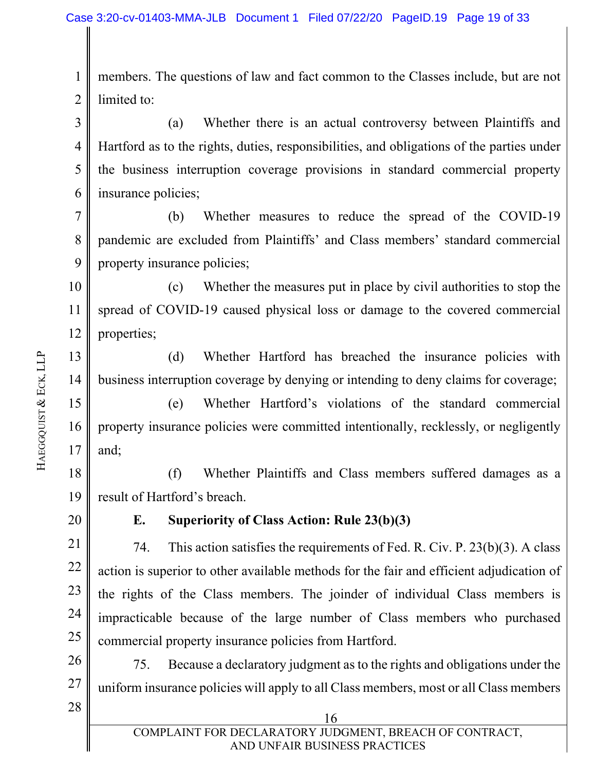members. The questions of law and fact common to the Classes include, but are not limited to:

(a) Whether there is an actual controversy between Plaintiffs and Hartford as to the rights, duties, responsibilities, and obligations of the parties under the business interruption coverage provisions in standard commercial property insurance policies;

(b) Whether measures to reduce the spread of the COVID-19 pandemic are excluded from Plaintiffs' and Class members' standard commercial property insurance policies;

(c) Whether the measures put in place by civil authorities to stop the spread of COVID-19 caused physical loss or damage to the covered commercial properties;

(d) Whether Hartford has breached the insurance policies with business interruption coverage by denying or intending to deny claims for coverage;

(e) Whether Hartford's violations of the standard commercial property insurance policies were committed intentionally, recklessly, or negligently and;

(f) Whether Plaintiffs and Class members suffered damages as a result of Hartford's breach.

**E. Superiority of Class Action: Rule 23(b)(3)**

74. This action satisfies the requirements of Fed. R. Civ. P. 23(b)(3). A class action is superior to other available methods for the fair and efficient adjudication of the rights of the Class members. The joinder of individual Class members is impracticable because of the large number of Class members who purchased commercial property insurance policies from Hartford.

75. Because a declaratory judgment as to the rights and obligations under the uniform insurance policies will apply to all Class members, most or all Class members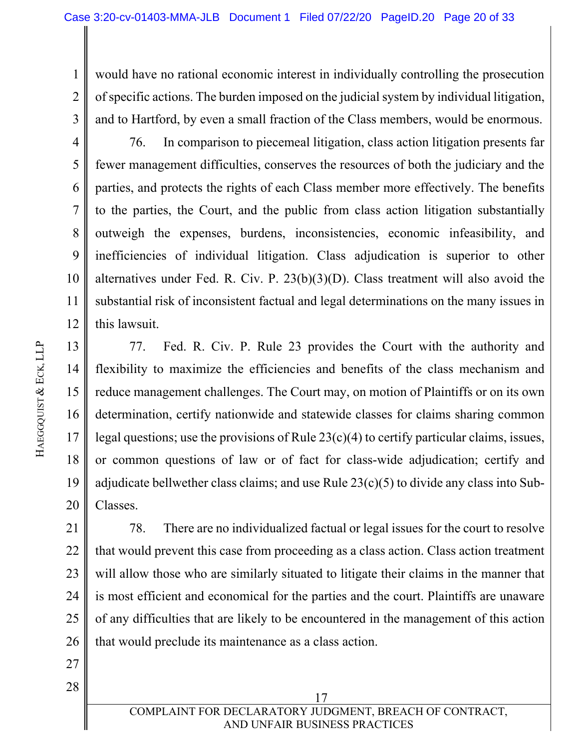would have no rational economic interest in individually controlling the prosecution of specific actions. The burden imposed on the judicial system by individual litigation, and to Hartford, by even a small fraction of the Class members, would be enormous.

76. In comparison to piecemeal litigation, class action litigation presents far fewer management difficulties, conserves the resources of both the judiciary and the parties, and protects the rights of each Class member more effectively. The benefits to the parties, the Court, and the public from class action litigation substantially outweigh the expenses, burdens, inconsistencies, economic infeasibility, and inefficiencies of individual litigation. Class adjudication is superior to other alternatives under Fed. R. Civ. P. 23(b)(3)(D). Class treatment will also avoid the substantial risk of inconsistent factual and legal determinations on the many issues in this lawsuit.

77. Fed. R. Civ. P. Rule 23 provides the Court with the authority and flexibility to maximize the efficiencies and benefits of the class mechanism and reduce management challenges. The Court may, on motion of Plaintiffs or on its own determination, certify nationwide and statewide classes for claims sharing common legal questions; use the provisions of Rule 23(c)(4) to certify particular claims, issues, or common questions of law or of fact for class-wide adjudication; certify and adjudicate bellwether class claims; and use Rule 23(c)(5) to divide any class into Sub-Classes.

78. There are no individualized factual or legal issues for the court to resolve that would prevent this case from proceeding as a class action. Class action treatment will allow those who are similarly situated to litigate their claims in the manner that is most efficient and economical for the parties and the court. Plaintiffs are unaware of any difficulties that are likely to be encountered in the management of this action that would preclude its maintenance as a class action.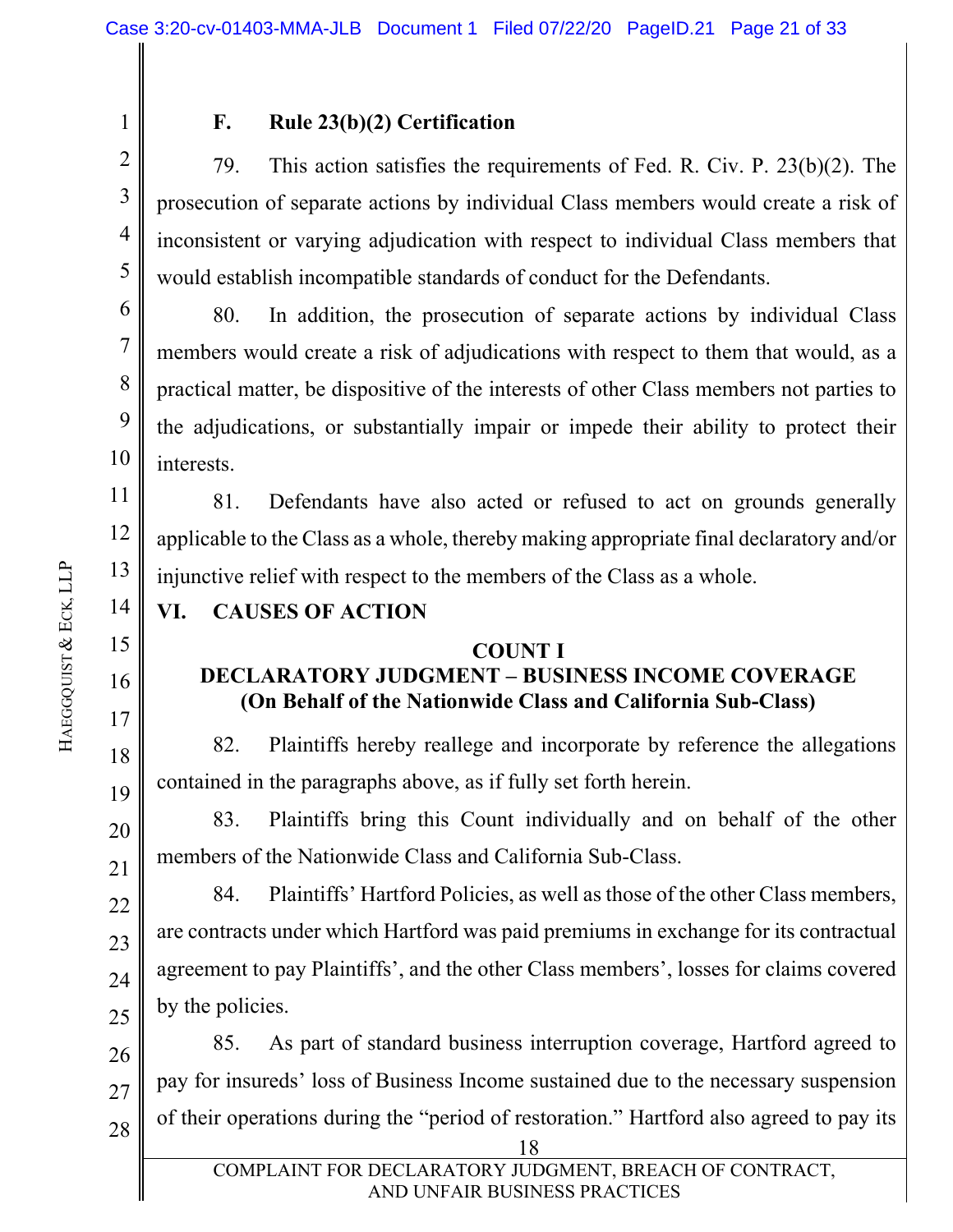### F. Rule 23(b)(2) Certification

79. This action satisfies the requirements of Fed. R. Civ. P. 23(b)(2). The prosecution of separate actions by individual Class members would create a risk of inconsistent or varying adjudication with respect to individual Class members that would establish incompatible standards of conduct for the Defendants.

80. In addition, the prosecution of separate actions by individual Class members would create a risk of adjudications with respect to them that would, as a practical matter, be dispositive of the interests of other Class members not parties to the adjudications, or substantially impair or impede their ability to protect their interests.

81. Defendants have also acted or refused to act on grounds generally applicable to the Class as a whole, thereby making appropriate final declaratory and/or injunctive relief with respect to the members of the Class as a whole.

## VI. CAUSES OF ACTION

**COUNT I**
**DECLARATORY JUDGMENT – BUSINESS INCOME COVERAGE**
**(On Behalf of the Nationwide Class and California Sub-Class)**

82. Plaintiffs hereby reallege and incorporate by reference the allegations contained in the paragraphs above, as if fully set forth herein.

83. Plaintiffs bring this Count individually and on behalf of the other members of the Nationwide Class and California Sub-Class.

84. Plaintiffs' Hartford Policies, as well as those of the other Class members, are contracts under which Hartford was paid premiums in exchange for its contractual agreement to pay Plaintiffs', and the other Class members', losses for claims covered by the policies.

85. As part of standard business interruption coverage, Hartford agreed to pay for insureds' loss of Business Income sustained due to the necessary suspension of their operations during the "period of restoration." Hartford also agreed to pay its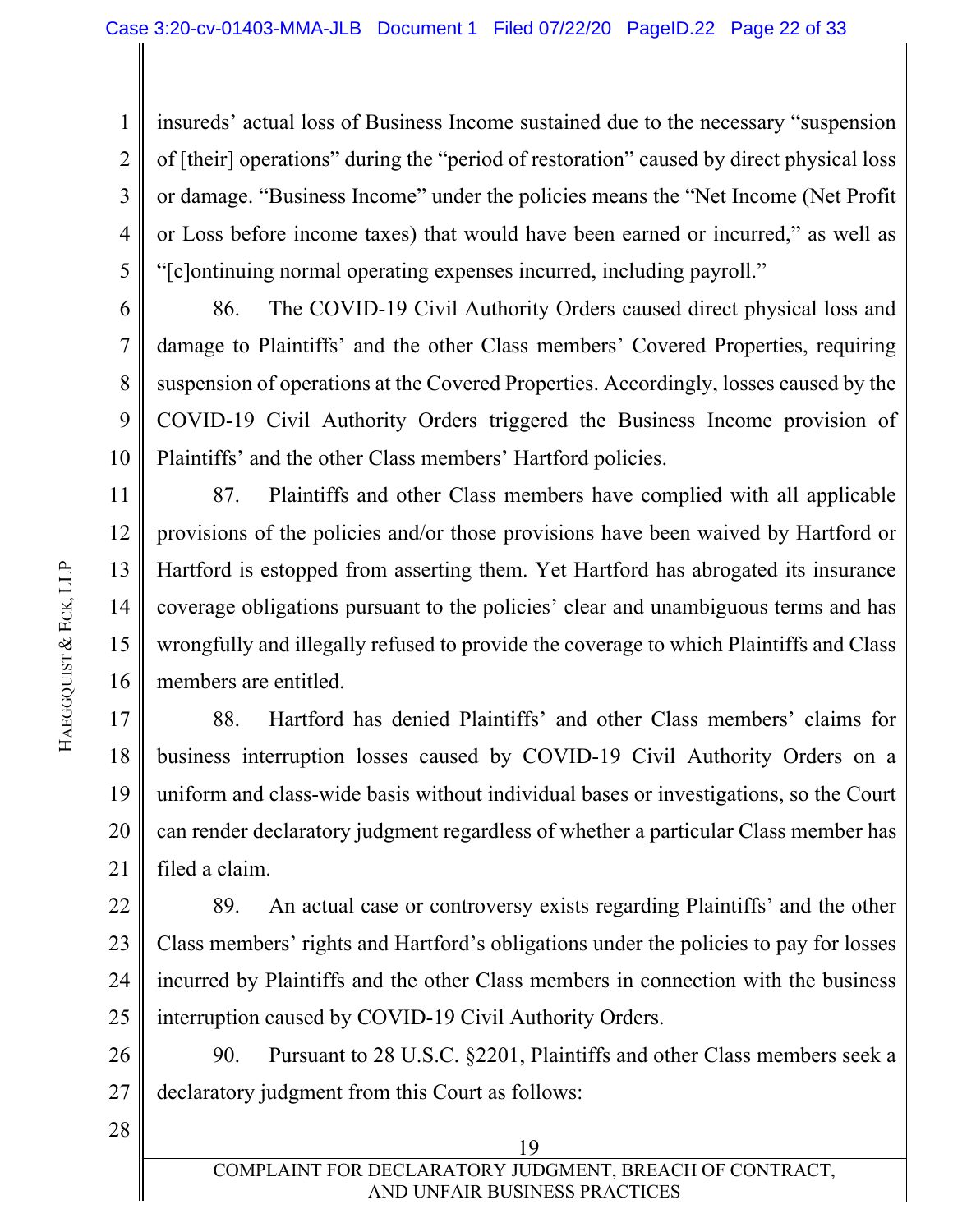insureds' actual loss of Business Income sustained due to the necessary "suspension of [their] operations" during the "period of restoration" caused by direct physical loss or damage. "Business Income" under the policies means the "Net Income (Net Profit or Loss before income taxes) that would have been earned or incurred," as well as "[c]ontinuing normal operating expenses incurred, including payroll."

86. The COVID-19 Civil Authority Orders caused direct physical loss and damage to Plaintiffs' and the other Class members' Covered Properties, requiring suspension of operations at the Covered Properties. Accordingly, losses caused by the COVID-19 Civil Authority Orders triggered the Business Income provision of Plaintiffs' and the other Class members' Hartford policies.

87. Plaintiffs and other Class members have complied with all applicable provisions of the policies and/or those provisions have been waived by Hartford or Hartford is estopped from asserting them. Yet Hartford has abrogated its insurance coverage obligations pursuant to the policies' clear and unambiguous terms and has wrongfully and illegally refused to provide the coverage to which Plaintiffs and Class members are entitled.

88. Hartford has denied Plaintiffs' and other Class members' claims for business interruption losses caused by COVID-19 Civil Authority Orders on a uniform and class-wide basis without individual bases or investigations, so the Court can render declaratory judgment regardless of whether a particular Class member has filed a claim.

89. An actual case or controversy exists regarding Plaintiffs' and the other Class members' rights and Hartford's obligations under the policies to pay for losses incurred by Plaintiffs and the other Class members in connection with the business interruption caused by COVID-19 Civil Authority Orders.

90. Pursuant to 28 U.S.C. §2201, Plaintiffs and other Class members seek a declaratory judgment from this Court as follows: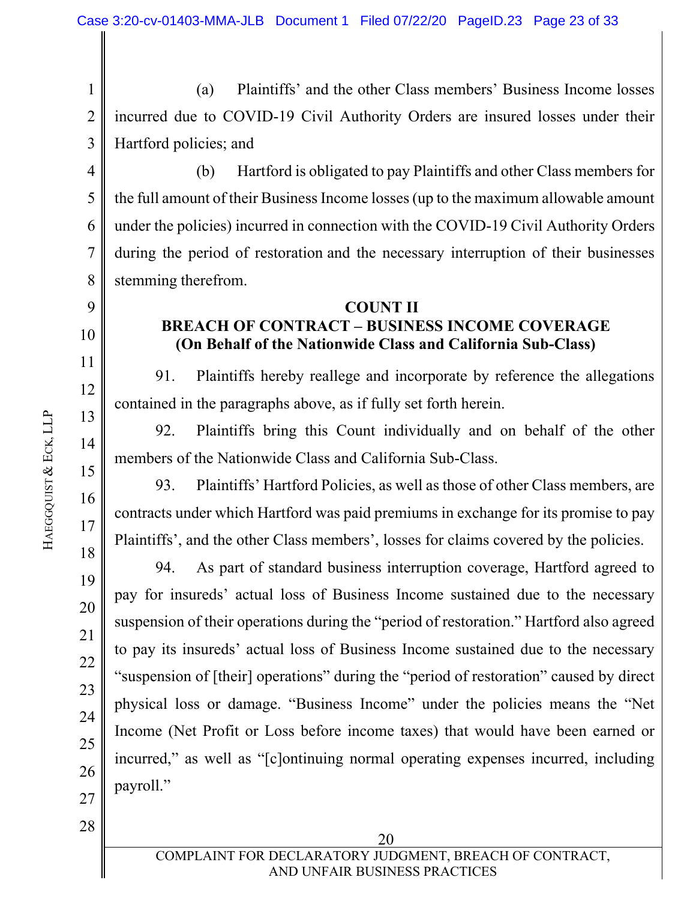(a) Plaintiffs' and the other Class members' Business Income losses incurred due to COVID-19 Civil Authority Orders are insured losses under their Hartford policies; and

(b) Hartford is obligated to pay Plaintiffs and other Class members for the full amount of their Business Income losses (up to the maximum allowable amount under the policies) incurred in connection with the COVID-19 Civil Authority Orders during the period of restoration and the necessary interruption of their businesses stemming therefrom.

**COUNT II**
**BREACH OF CONTRACT – BUSINESS INCOME COVERAGE**
**(On Behalf of the Nationwide Class and California Sub-Class)**

91. Plaintiffs hereby reallege and incorporate by reference the allegations contained in the paragraphs above, as if fully set forth herein.

92. Plaintiffs bring this Count individually and on behalf of the other members of the Nationwide Class and California Sub-Class.

93. Plaintiffs' Hartford Policies, as well as those of other Class members, are contracts under which Hartford was paid premiums in exchange for its promise to pay Plaintiffs', and the other Class members', losses for claims covered by the policies.

94. As part of standard business interruption coverage, Hartford agreed to pay for insureds' actual loss of Business Income sustained due to the necessary suspension of their operations during the "period of restoration." Hartford also agreed to pay its insureds' actual loss of Business Income sustained due to the necessary "suspension of [their] operations" during the "period of restoration" caused by direct physical loss or damage. "Business Income" under the policies means the "Net Income (Net Profit or Loss before income taxes) that would have been earned or incurred," as well as "[c]ontinuing normal operating expenses incurred, including payroll."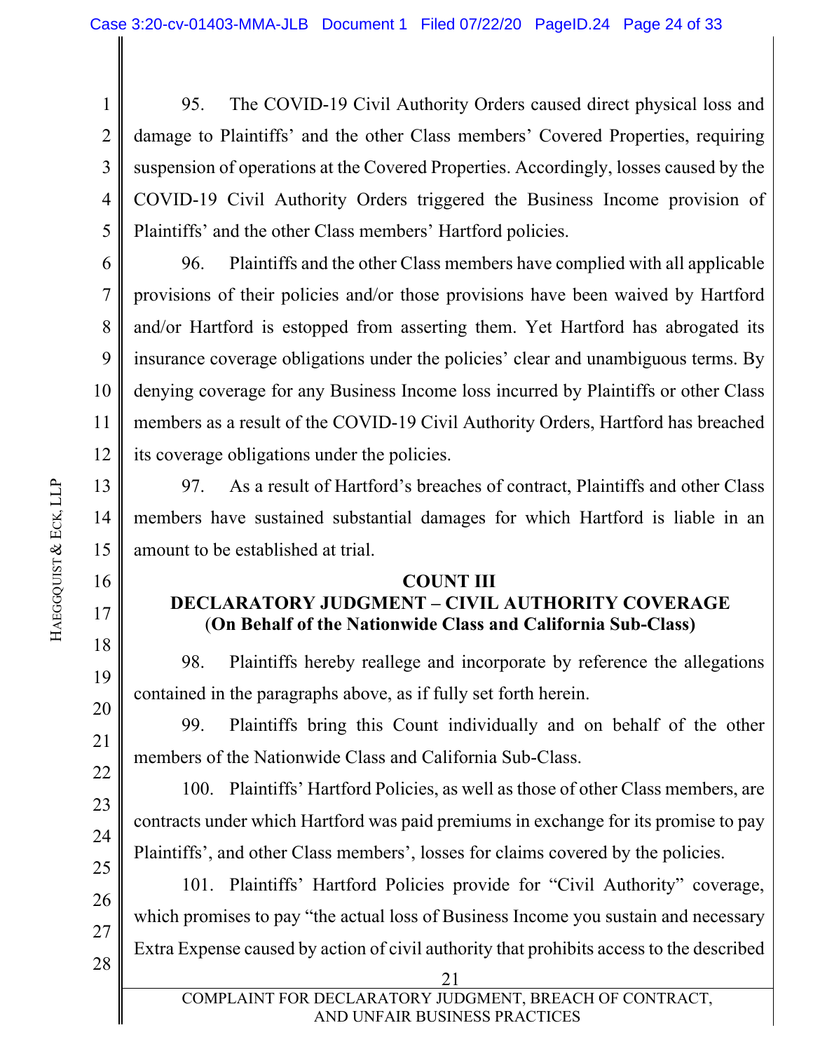95. The COVID-19 Civil Authority Orders caused direct physical loss and damage to Plaintiffs' and the other Class members' Covered Properties, requiring suspension of operations at the Covered Properties. Accordingly, losses caused by the COVID-19 Civil Authority Orders triggered the Business Income provision of Plaintiffs' and the other Class members' Hartford policies.

96. Plaintiffs and the other Class members have complied with all applicable provisions of their policies and/or those provisions have been waived by Hartford and/or Hartford is estopped from asserting them. Yet Hartford has abrogated its insurance coverage obligations under the policies' clear and unambiguous terms. By denying coverage for any Business Income loss incurred by Plaintiffs or other Class members as a result of the COVID-19 Civil Authority Orders, Hartford has breached its coverage obligations under the policies.

97. As a result of Hartford's breaches of contract, Plaintiffs and other Class members have sustained substantial damages for which Hartford is liable in an amount to be established at trial.

## COUNT III
## DECLARATORY JUDGMENT – CIVIL AUTHORITY COVERAGE
### (On Behalf of the Nationwide Class and California Sub-Class)

98. Plaintiffs hereby reallege and incorporate by reference the allegations contained in the paragraphs above, as if fully set forth herein.

99. Plaintiffs bring this Count individually and on behalf of the other members of the Nationwide Class and California Sub-Class.

100. Plaintiffs' Hartford Policies, as well as those of other Class members, are contracts under which Hartford was paid premiums in exchange for its promise to pay Plaintiffs', and other Class members', losses for claims covered by the policies.

101. Plaintiffs' Hartford Policies provide for "Civil Authority" coverage, which promises to pay "the actual loss of Business Income you sustain and necessary Extra Expense caused by action of civil authority that prohibits access to the described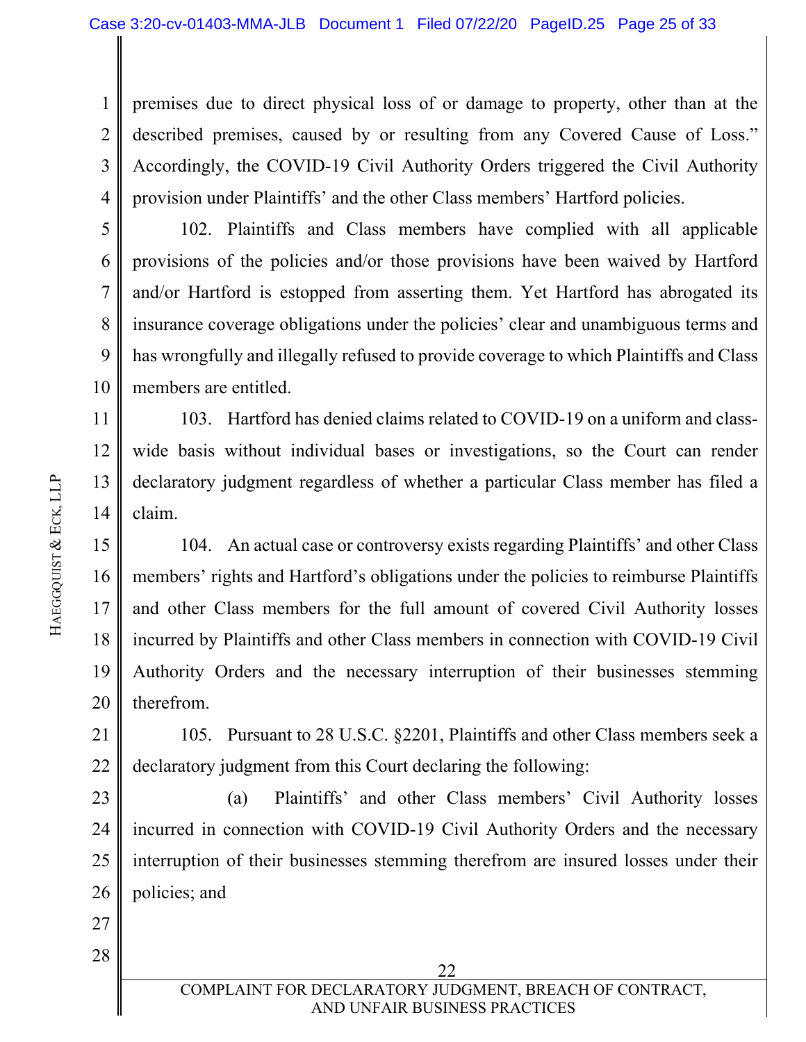premises due to direct physical loss of or damage to property, other than at the described premises, caused by or resulting from any Covered Cause of Loss." Accordingly, the COVID-19 Civil Authority Orders triggered the Civil Authority provision under Plaintiffs' and the other Class members' Hartford policies.

102. Plaintiffs and Class members have complied with all applicable provisions of the policies and/or those provisions have been waived by Hartford and/or Hartford is estopped from asserting them. Yet Hartford has abrogated its insurance coverage obligations under the policies' clear and unambiguous terms and has wrongfully and illegally refused to provide coverage to which Plaintiffs and Class members are entitled.

103. Hartford has denied claims related to COVID-19 on a uniform and class-wide basis without individual bases or investigations, so the Court can render declaratory judgment regardless of whether a particular Class member has filed a claim.

104. An actual case or controversy exists regarding Plaintiffs' and other Class members' rights and Hartford's obligations under the policies to reimburse Plaintiffs and other Class members for the full amount of covered Civil Authority losses incurred by Plaintiffs and other Class members in connection with COVID-19 Civil Authority Orders and the necessary interruption of their businesses stemming therefrom.

105. Pursuant to 28 U.S.C. §2201, Plaintiffs and other Class members seek a declaratory judgment from this Court declaring the following:

(a) Plaintiffs' and other Class members' Civil Authority losses incurred in connection with COVID-19 Civil Authority Orders and the necessary interruption of their businesses stemming therefrom are insured losses under their policies; and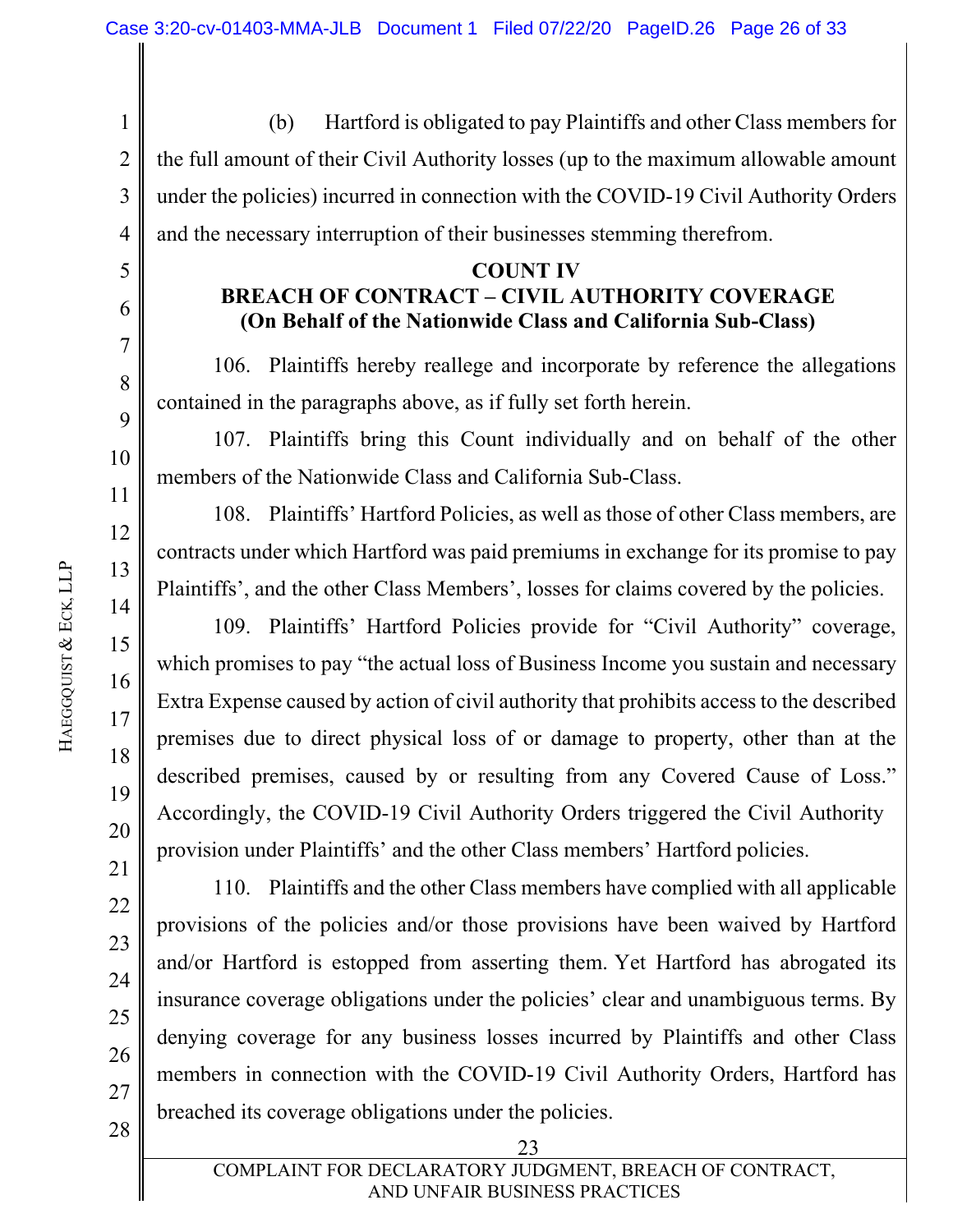(b) Hartford is obligated to pay Plaintiffs and other Class members for the full amount of their Civil Authority losses (up to the maximum allowable amount under the policies) incurred in connection with the COVID-19 Civil Authority Orders and the necessary interruption of their businesses stemming therefrom.

**COUNT IV**
**BREACH OF CONTRACT – CIVIL AUTHORITY COVERAGE**
**(On Behalf of the Nationwide Class and California Sub-Class)**

106. Plaintiffs hereby reallege and incorporate by reference the allegations contained in the paragraphs above, as if fully set forth herein.

107. Plaintiffs bring this Count individually and on behalf of the other members of the Nationwide Class and California Sub-Class.

108. Plaintiffs' Hartford Policies, as well as those of other Class members, are contracts under which Hartford was paid premiums in exchange for its promise to pay Plaintiffs', and the other Class Members', losses for claims covered by the policies.

109. Plaintiffs' Hartford Policies provide for "Civil Authority" coverage, which promises to pay "the actual loss of Business Income you sustain and necessary Extra Expense caused by action of civil authority that prohibits access to the described premises due to direct physical loss of or damage to property, other than at the described premises, caused by or resulting from any Covered Cause of Loss." Accordingly, the COVID-19 Civil Authority Orders triggered the Civil Authority provision under Plaintiffs' and the other Class members' Hartford policies.

110. Plaintiffs and the other Class members have complied with all applicable provisions of the policies and/or those provisions have been waived by Hartford and/or Hartford is estopped from asserting them. Yet Hartford has abrogated its insurance coverage obligations under the policies' clear and unambiguous terms. By denying coverage for any business losses incurred by Plaintiffs and other Class members in connection with the COVID-19 Civil Authority Orders, Hartford has breached its coverage obligations under the policies.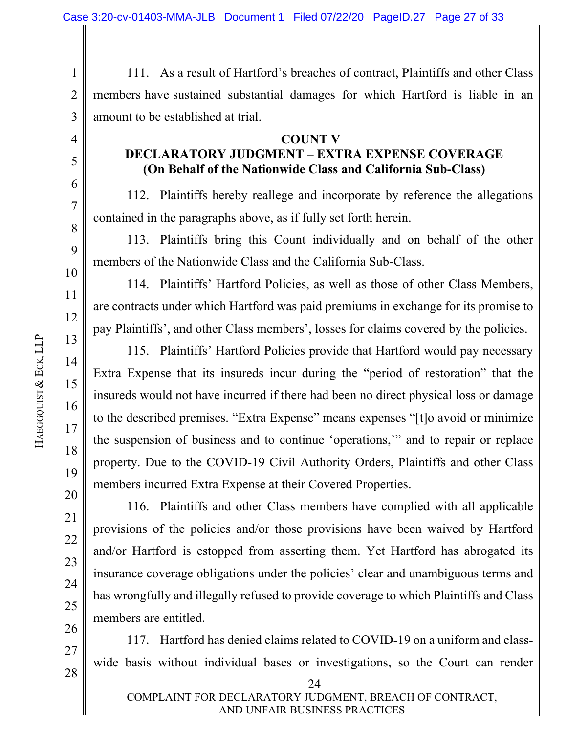111. As a result of Hartford's breaches of contract, Plaintiffs and other Class members have sustained substantial damages for which Hartford is liable in an amount to be established at trial.

**COUNT V**
**DECLARATORY JUDGMENT – EXTRA EXPENSE COVERAGE**
**(On Behalf of the Nationwide Class and California Sub-Class)**

112. Plaintiffs hereby reallege and incorporate by reference the allegations contained in the paragraphs above, as if fully set forth herein.

113. Plaintiffs bring this Count individually and on behalf of the other members of the Nationwide Class and the California Sub-Class.

114. Plaintiffs' Hartford Policies, as well as those of other Class Members, are contracts under which Hartford was paid premiums in exchange for its promise to pay Plaintiffs', and other Class members', losses for claims covered by the policies.

115. Plaintiffs' Hartford Policies provide that Hartford would pay necessary Extra Expense that its insureds incur during the "period of restoration" that the insureds would not have incurred if there had been no direct physical loss or damage to the described premises. "Extra Expense" means expenses "[t]o avoid or minimize the suspension of business and to continue 'operations,'" and to repair or replace property. Due to the COVID-19 Civil Authority Orders, Plaintiffs and other Class members incurred Extra Expense at their Covered Properties.

116. Plaintiffs and other Class members have complied with all applicable provisions of the policies and/or those provisions have been waived by Hartford and/or Hartford is estopped from asserting them. Yet Hartford has abrogated its insurance coverage obligations under the policies' clear and unambiguous terms and has wrongfully and illegally refused to provide coverage to which Plaintiffs and Class members are entitled.

117. Hartford has denied claims related to COVID-19 on a uniform and class-wide basis without individual bases or investigations, so the Court can render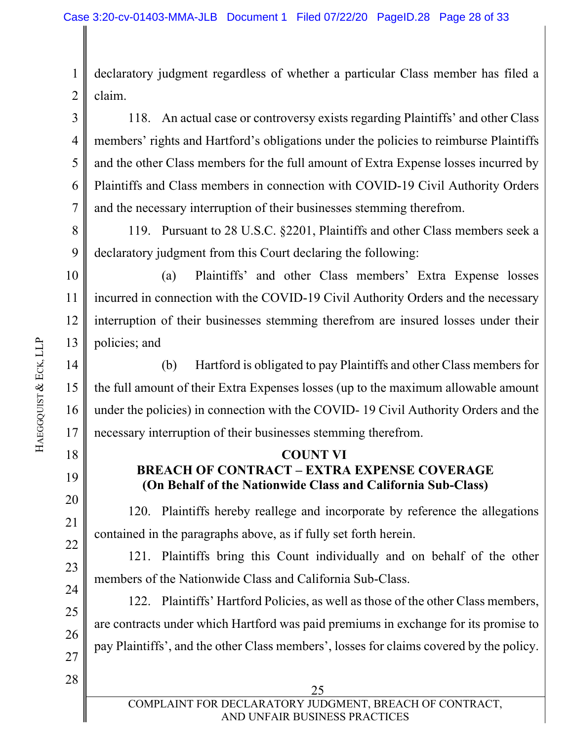declaratory judgment regardless of whether a particular Class member has filed a claim.

118. An actual case or controversy exists regarding Plaintiffs' and other Class members' rights and Hartford's obligations under the policies to reimburse Plaintiffs and the other Class members for the full amount of Extra Expense losses incurred by Plaintiffs and Class members in connection with COVID-19 Civil Authority Orders and the necessary interruption of their businesses stemming therefrom.

119. Pursuant to 28 U.S.C. §2201, Plaintiffs and other Class members seek a declaratory judgment from this Court declaring the following:

(a) Plaintiffs' and other Class members' Extra Expense losses incurred in connection with the COVID-19 Civil Authority Orders and the necessary interruption of their businesses stemming therefrom are insured losses under their policies; and

(b) Hartford is obligated to pay Plaintiffs and other Class members for the full amount of their Extra Expenses losses (up to the maximum allowable amount under the policies) in connection with the COVID- 19 Civil Authority Orders and the necessary interruption of their businesses stemming therefrom.

## COUNT VI
## BREACH OF CONTRACT – EXTRA EXPENSE COVERAGE
## (On Behalf of the Nationwide Class and California Sub-Class)

120. Plaintiffs hereby reallege and incorporate by reference the allegations contained in the paragraphs above, as if fully set forth herein.

121. Plaintiffs bring this Count individually and on behalf of the other members of the Nationwide Class and California Sub-Class.

122. Plaintiffs' Hartford Policies, as well as those of the other Class members, are contracts under which Hartford was paid premiums in exchange for its promise to pay Plaintiffs', and the other Class members', losses for claims covered by the policy.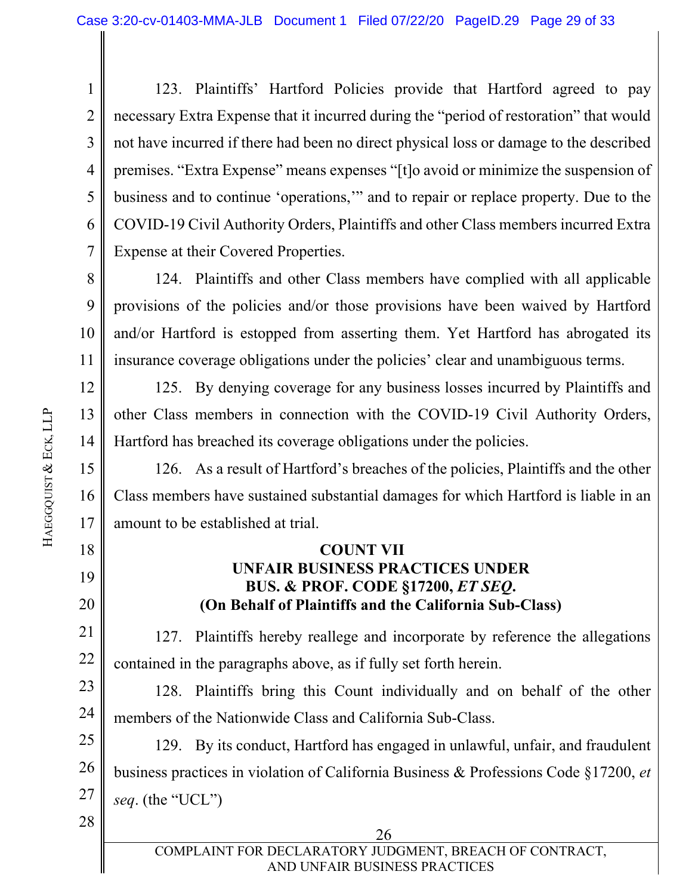123. Plaintiffs' Hartford Policies provide that Hartford agreed to pay necessary Extra Expense that it incurred during the "period of restoration" that would not have incurred if there had been no direct physical loss or damage to the described premises. "Extra Expense" means expenses "[t]o avoid or minimize the suspension of business and to continue 'operations,'" and to repair or replace property. Due to the COVID-19 Civil Authority Orders, Plaintiffs and other Class members incurred Extra Expense at their Covered Properties.

124. Plaintiffs and other Class members have complied with all applicable provisions of the policies and/or those provisions have been waived by Hartford and/or Hartford is estopped from asserting them. Yet Hartford has abrogated its insurance coverage obligations under the policies' clear and unambiguous terms.

125. By denying coverage for any business losses incurred by Plaintiffs and other Class members in connection with the COVID-19 Civil Authority Orders, Hartford has breached its coverage obligations under the policies.

126. As a result of Hartford's breaches of the policies, Plaintiffs and the other Class members have sustained substantial damages for which Hartford is liable in an amount to be established at trial.

**COUNT VII**
**UNFAIR BUSINESS PRACTICES UNDER BUS. & PROF. CODE §17200, *ET SEQ*.**
**(On Behalf of Plaintiffs and the California Sub-Class)**

127. Plaintiffs hereby reallege and incorporate by reference the allegations contained in the paragraphs above, as if fully set forth herein.

128. Plaintiffs bring this Count individually and on behalf of the other members of the Nationwide Class and California Sub-Class.

129. By its conduct, Hartford has engaged in unlawful, unfair, and fraudulent business practices in violation of California Business & Professions Code §17200, *et seq*. (the "UCL")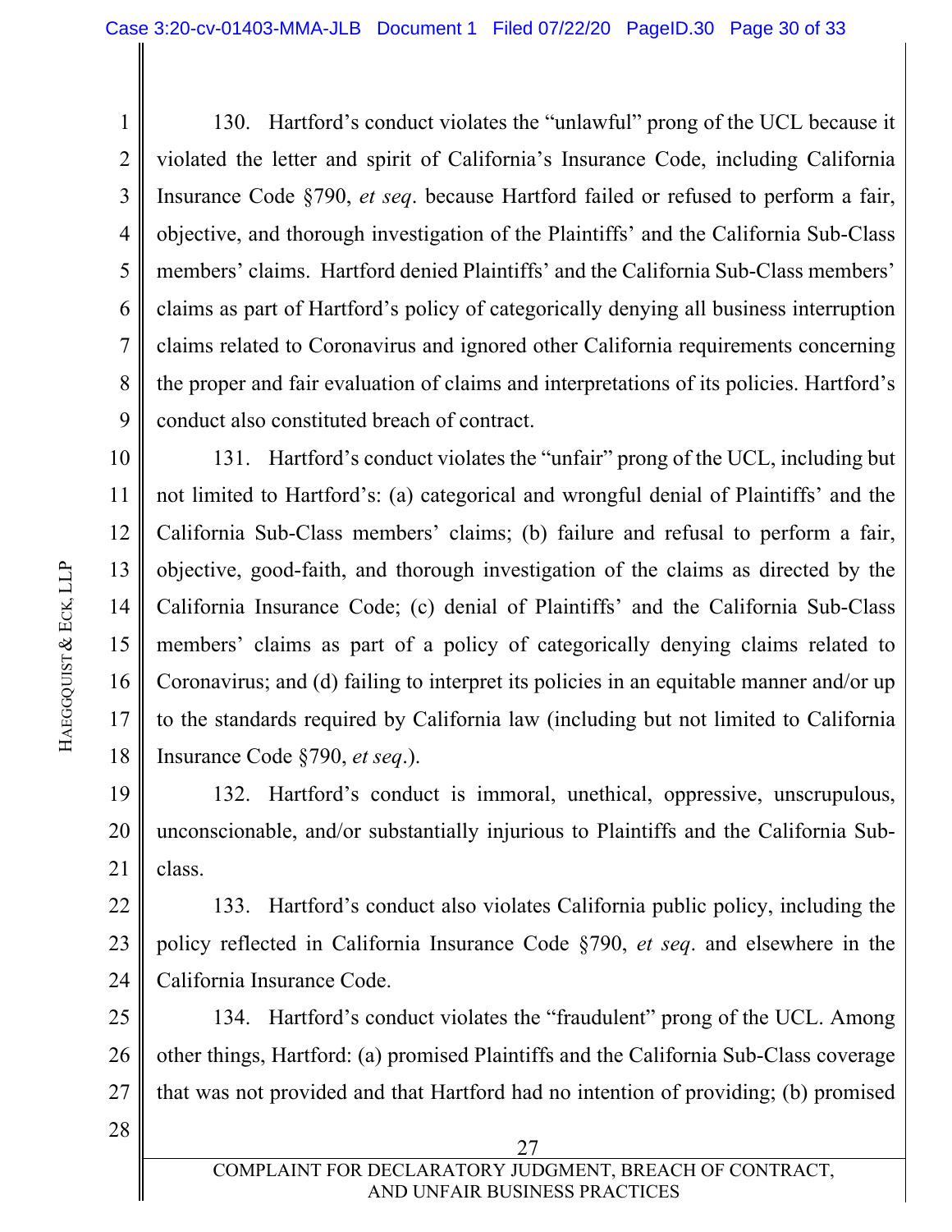130. Hartford's conduct violates the "unlawful" prong of the UCL because it violated the letter and spirit of California's Insurance Code, including California Insurance Code §790, *et seq*. because Hartford failed or refused to perform a fair, objective, and thorough investigation of the Plaintiffs' and the California Sub-Class members' claims. Hartford denied Plaintiffs' and the California Sub-Class members' claims as part of Hartford's policy of categorically denying all business interruption claims related to Coronavirus and ignored other California requirements concerning the proper and fair evaluation of claims and interpretations of its policies. Hartford's conduct also constituted breach of contract.

131. Hartford's conduct violates the "unfair" prong of the UCL, including but not limited to Hartford's: (a) categorical and wrongful denial of Plaintiffs' and the California Sub-Class members' claims; (b) failure and refusal to perform a fair, objective, good-faith, and thorough investigation of the claims as directed by the California Insurance Code; (c) denial of Plaintiffs' and the California Sub-Class members' claims as part of a policy of categorically denying claims related to Coronavirus; and (d) failing to interpret its policies in an equitable manner and/or up to the standards required by California law (including but not limited to California Insurance Code §790, *et seq*.).

132. Hartford's conduct is immoral, unethical, oppressive, unscrupulous, unconscionable, and/or substantially injurious to Plaintiffs and the California Sub-class.

133. Hartford's conduct also violates California public policy, including the policy reflected in California Insurance Code §790, *et seq*. and elsewhere in the California Insurance Code.

134. Hartford's conduct violates the "fraudulent" prong of the UCL. Among other things, Hartford: (a) promised Plaintiffs and the California Sub-Class coverage that was not provided and that Hartford had no intention of providing; (b) promised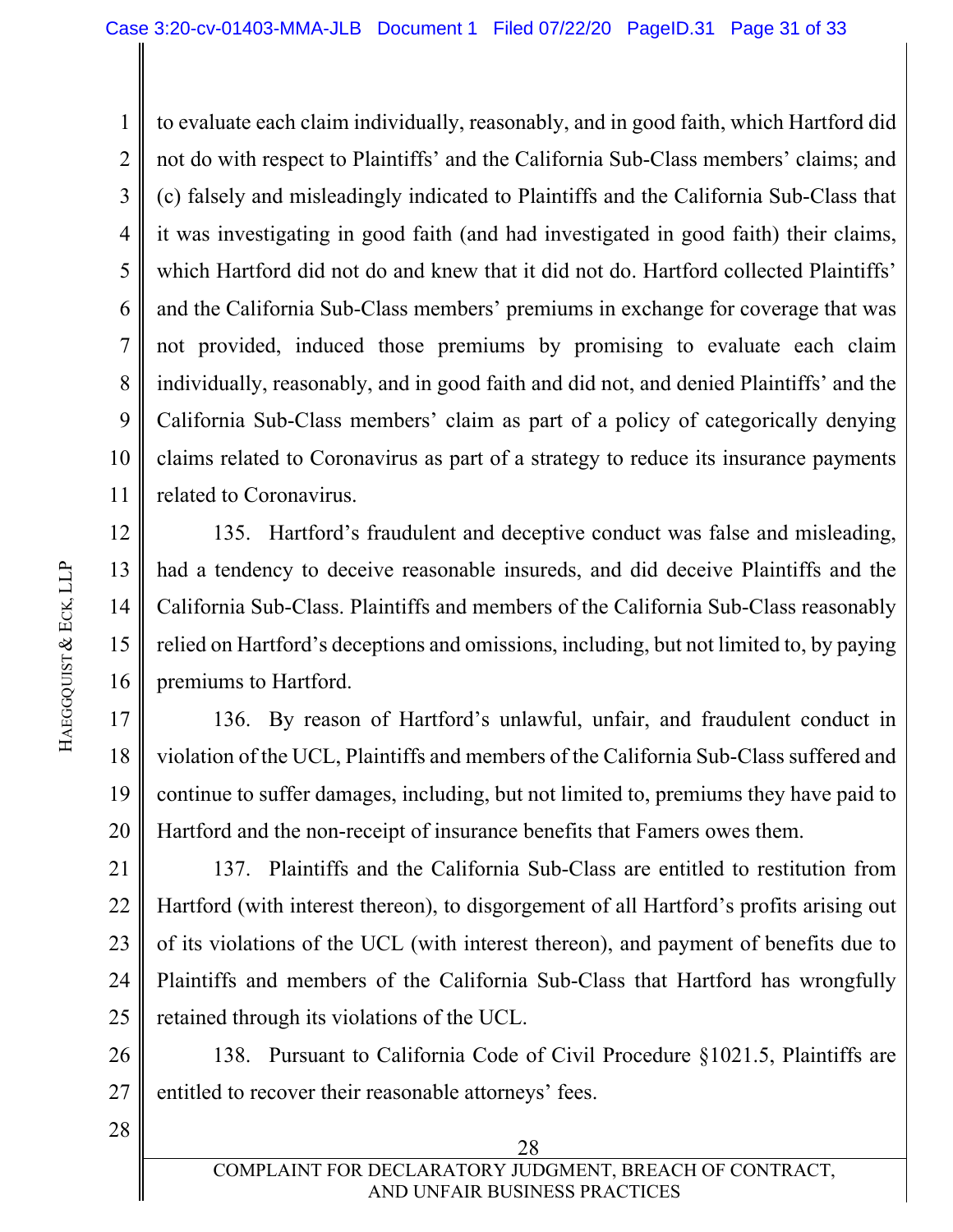to evaluate each claim individually, reasonably, and in good faith, which Hartford did not do with respect to Plaintiffs' and the California Sub-Class members' claims; and (c) falsely and misleadingly indicated to Plaintiffs and the California Sub-Class that it was investigating in good faith (and had investigated in good faith) their claims, which Hartford did not do and knew that it did not do. Hartford collected Plaintiffs' and the California Sub-Class members' premiums in exchange for coverage that was not provided, induced those premiums by promising to evaluate each claim individually, reasonably, and in good faith and did not, and denied Plaintiffs' and the California Sub-Class members' claim as part of a policy of categorically denying claims related to Coronavirus as part of a strategy to reduce its insurance payments related to Coronavirus.

135. Hartford's fraudulent and deceptive conduct was false and misleading, had a tendency to deceive reasonable insureds, and did deceive Plaintiffs and the California Sub-Class. Plaintiffs and members of the California Sub-Class reasonably relied on Hartford's deceptions and omissions, including, but not limited to, by paying premiums to Hartford.

136. By reason of Hartford's unlawful, unfair, and fraudulent conduct in violation of the UCL, Plaintiffs and members of the California Sub-Class suffered and continue to suffer damages, including, but not limited to, premiums they have paid to Hartford and the non-receipt of insurance benefits that Famers owes them.

137. Plaintiffs and the California Sub-Class are entitled to restitution from Hartford (with interest thereon), to disgorgement of all Hartford's profits arising out of its violations of the UCL (with interest thereon), and payment of benefits due to Plaintiffs and members of the California Sub-Class that Hartford has wrongfully retained through its violations of the UCL.

138. Pursuant to California Code of Civil Procedure §1021.5, Plaintiffs are entitled to recover their reasonable attorneys' fees.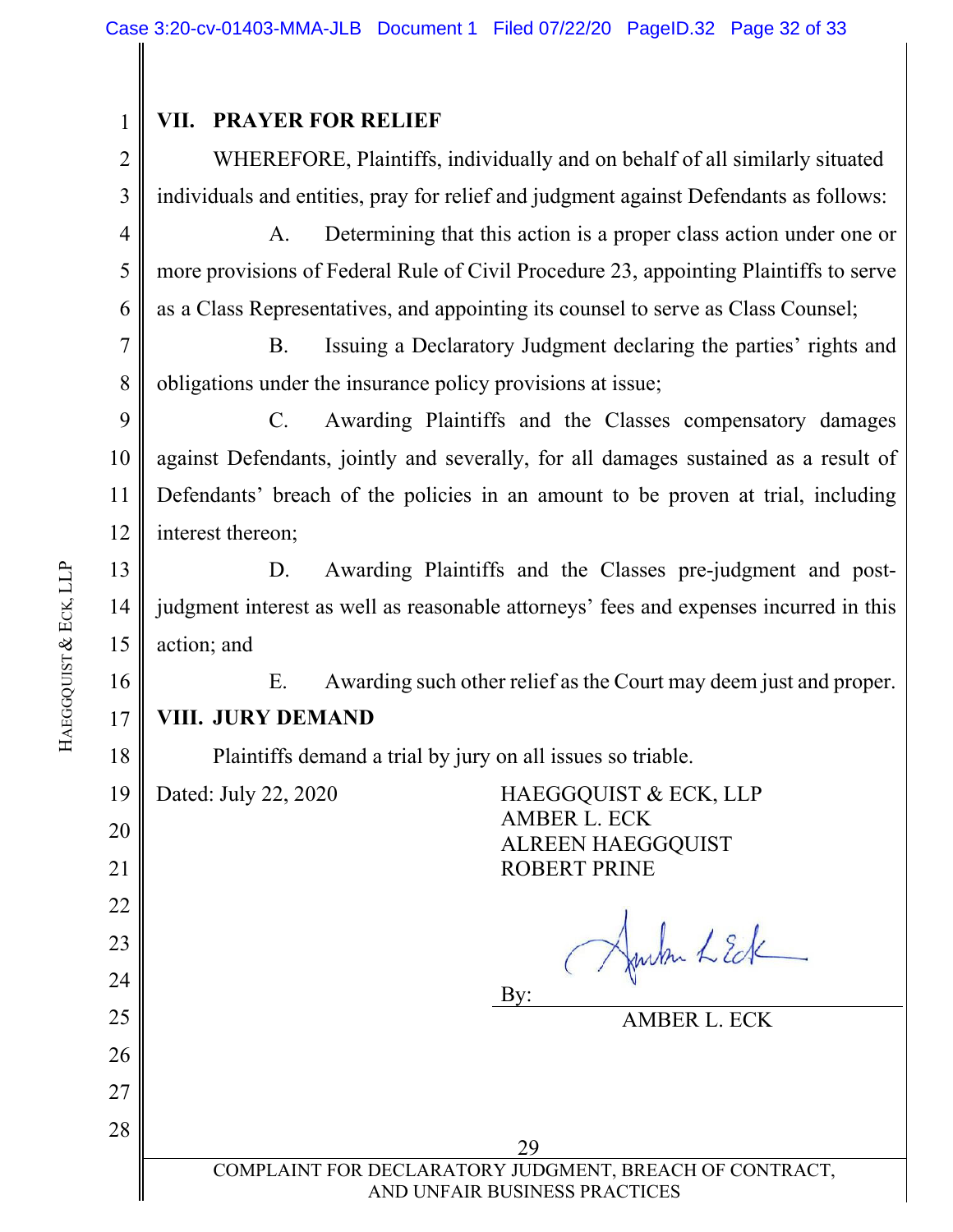## VII. PRAYER FOR RELIEF

WHEREFORE, Plaintiffs, individually and on behalf of all similarly situated individuals and entities, pray for relief and judgment against Defendants as follows:

A. Determining that this action is a proper class action under one or more provisions of Federal Rule of Civil Procedure 23, appointing Plaintiffs to serve as a Class Representatives, and appointing its counsel to serve as Class Counsel;

B. Issuing a Declaratory Judgment declaring the parties' rights and obligations under the insurance policy provisions at issue;

C. Awarding Plaintiffs and the Classes compensatory damages against Defendants, jointly and severally, for all damages sustained as a result of Defendants' breach of the policies in an amount to be proven at trial, including interest thereon;

D. Awarding Plaintiffs and the Classes pre-judgment and post-judgment interest as well as reasonable attorneys' fees and expenses incurred in this action; and

E. Awarding such other relief as the Court may deem just and proper.

## VIII. JURY DEMAND

Plaintiffs demand a trial by jury on all issues so triable.

Dated: July 22, 2020

HAEGGQUIST & ECK, LLP
AMBER L. ECK
ALREEN HAEGGQUIST
ROBERT PRINE

By: [signature]
AMBER L. ECK

COMPLAINT FOR DECLARATORY JUDGMENT, BREACH OF CONTRACT, AND UNFAIR BUSINESS PRACTICES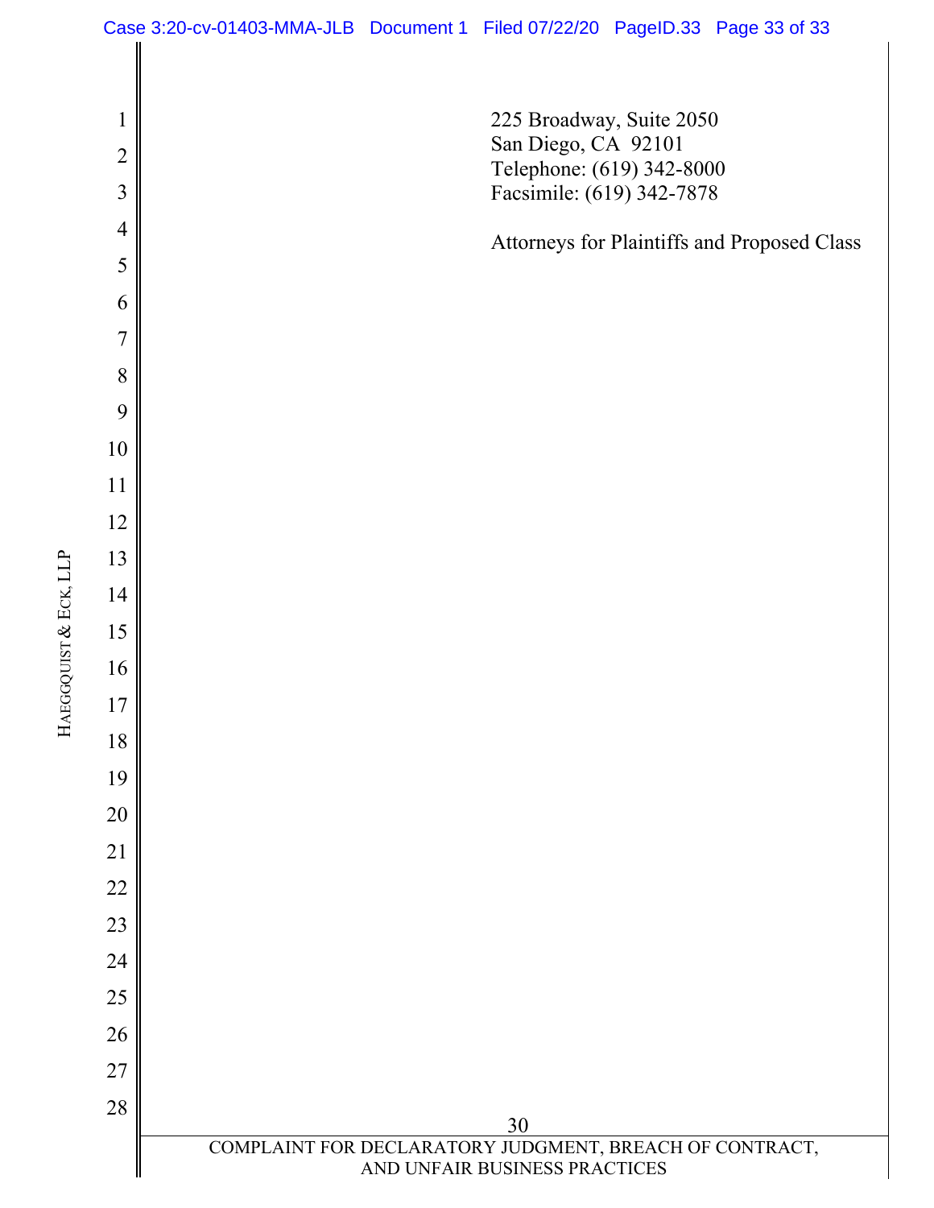225 Broadway, Suite 2050
San Diego, CA 92101
Telephone: (619) 342-8000
Facsimile: (619) 342-7878

Attorneys for Plaintiffs and Proposed Class